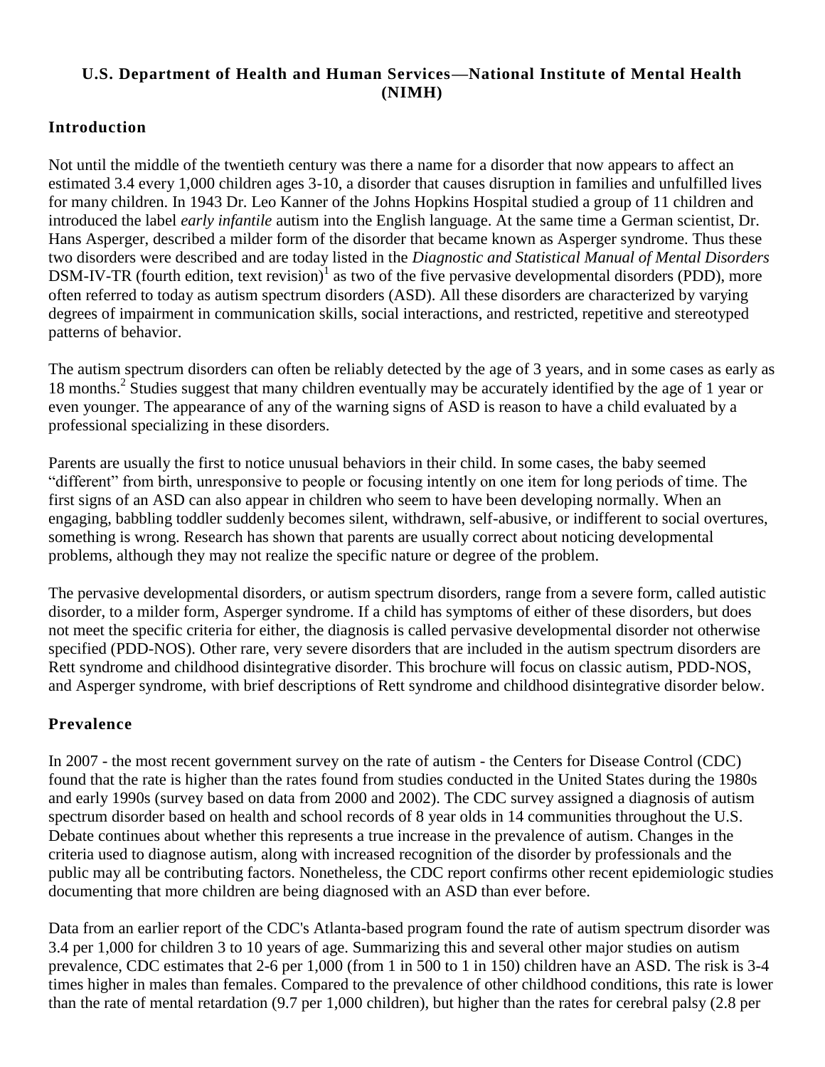# U.S. Department of Health and Human Services—National Institute of Mental Health (NIMH)

## Introduction

Not until the middle of the twentieth century was there a name for a disorder that now appears to affect an estimated 3.4 every 1,000 children ages 3-10, a disorder that causes disruption in families and unfulfilled lives for many children. In 1943 Dr. Leo Kanner of the Johns Hopkins Hospital studied a group of 11 children and introduced the label *early infantile* autism into the English language. At the same time a German scientist, Dr. Hans Asperger, described a milder form of the disorder that became known as Asperger syndrome. Thus these two disorders were described and are today listed in the *Diagnostic and Statistical Manual of Mental Disorders* DSM-IV-TR (fourth edition, text revision)[1] as two of the five pervasive developmental disorders (PDD), more often referred to today as autism spectrum disorders (ASD). All these disorders are characterized by varying degrees of impairment in communication skills, social interactions, and restricted, repetitive and stereotyped patterns of behavior.

The autism spectrum disorders can often be reliably detected by the age of 3 years, and in some cases as early as 18 months.[2] Studies suggest that many children eventually may be accurately identified by the age of 1 year or even younger. The appearance of any of the warning signs of ASD is reason to have a child evaluated by a professional specializing in these disorders.

Parents are usually the first to notice unusual behaviors in their child. In some cases, the baby seemed "different" from birth, unresponsive to people or focusing intently on one item for long periods of time. The first signs of an ASD can also appear in children who seem to have been developing normally. When an engaging, babbling toddler suddenly becomes silent, withdrawn, self-abusive, or indifferent to social overtures, something is wrong. Research has shown that parents are usually correct about noticing developmental problems, although they may not realize the specific nature or degree of the problem.

The pervasive developmental disorders, or autism spectrum disorders, range from a severe form, called autistic disorder, to a milder form, Asperger syndrome. If a child has symptoms of either of these disorders, but does not meet the specific criteria for either, the diagnosis is called pervasive developmental disorder not otherwise specified (PDD-NOS). Other rare, very severe disorders that are included in the autism spectrum disorders are Rett syndrome and childhood disintegrative disorder. This brochure will focus on classic autism, PDD-NOS, and Asperger syndrome, with brief descriptions of Rett syndrome and childhood disintegrative disorder below.

## Prevalence

In 2007 - the most recent government survey on the rate of autism - the Centers for Disease Control (CDC) found that the rate is higher than the rates found from studies conducted in the United States during the 1980s and early 1990s (survey based on data from 2000 and 2002). The CDC survey assigned a diagnosis of autism spectrum disorder based on health and school records of 8 year olds in 14 communities throughout the U.S. Debate continues about whether this represents a true increase in the prevalence of autism. Changes in the criteria used to diagnose autism, along with increased recognition of the disorder by professionals and the public may all be contributing factors. Nonetheless, the CDC report confirms other recent epidemiologic studies documenting that more children are being diagnosed with an ASD than ever before.

Data from an earlier report of the CDC's Atlanta-based program found the rate of autism spectrum disorder was 3.4 per 1,000 for children 3 to 10 years of age. Summarizing this and several other major studies on autism prevalence, CDC estimates that 2-6 per 1,000 (from 1 in 500 to 1 in 150) children have an ASD. The risk is 3-4 times higher in males than females. Compared to the prevalence of other childhood conditions, this rate is lower than the rate of mental retardation (9.7 per 1,000 children), but higher than the rates for cerebral palsy (2.8 per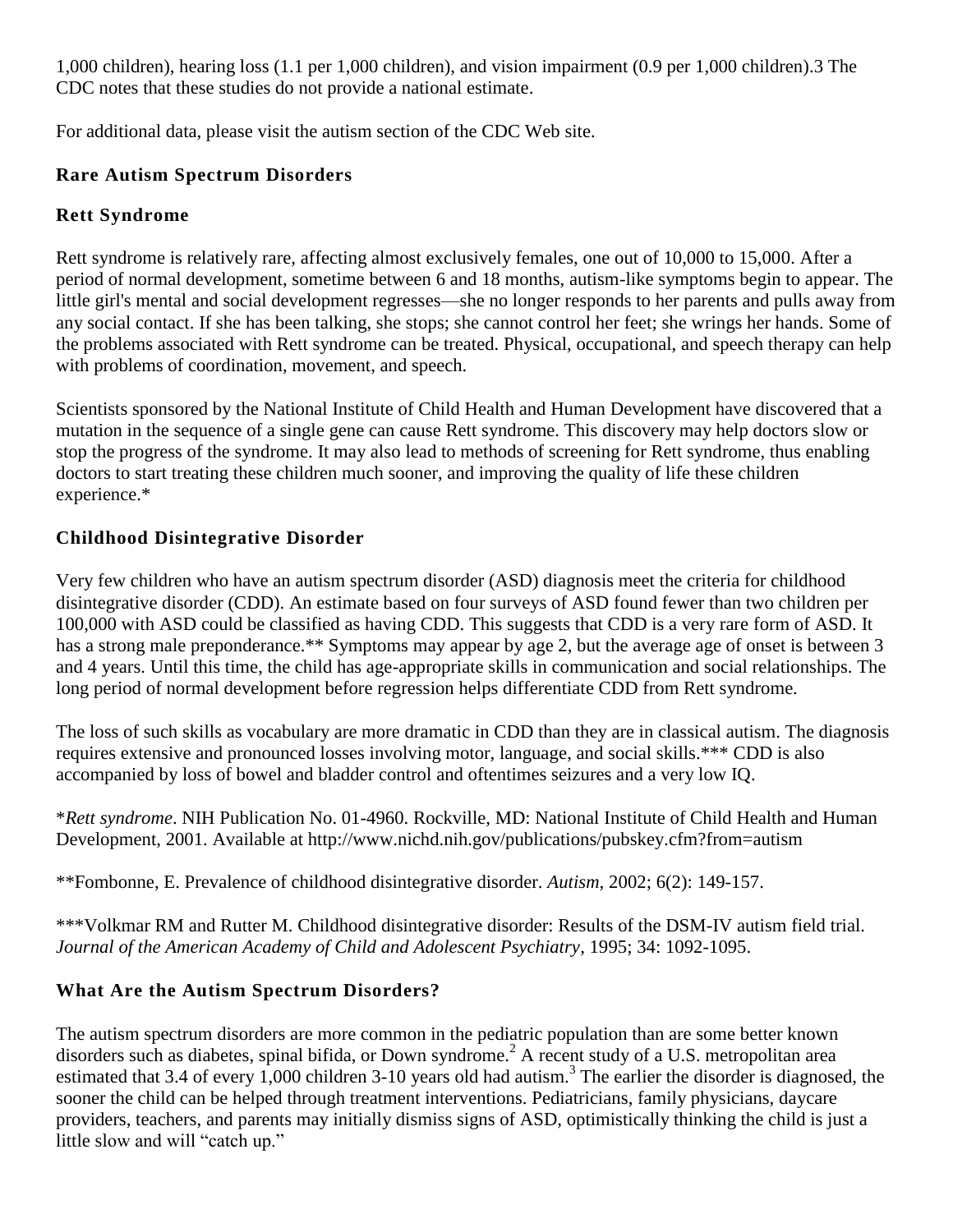1,000 children), hearing loss (1.1 per 1,000 children), and vision impairment (0.9 per 1,000 children).3 The CDC notes that these studies do not provide a national estimate.

For additional data, please visit the autism section of the CDC Web site.

### Rare Autism Spectrum Disorders

### Rett Syndrome

Rett syndrome is relatively rare, affecting almost exclusively females, one out of 10,000 to 15,000. After a period of normal development, sometime between 6 and 18 months, autism-like symptoms begin to appear. The little girl's mental and social development regresses—she no longer responds to her parents and pulls away from any social contact. If she has been talking, she stops; she cannot control her feet; she wrings her hands. Some of the problems associated with Rett syndrome can be treated. Physical, occupational, and speech therapy can help with problems of coordination, movement, and speech.

Scientists sponsored by the National Institute of Child Health and Human Development have discovered that a mutation in the sequence of a single gene can cause Rett syndrome. This discovery may help doctors slow or stop the progress of the syndrome. It may also lead to methods of screening for Rett syndrome, thus enabling doctors to start treating these children much sooner, and improving the quality of life these children experience.*

### Childhood Disintegrative Disorder

Very few children who have an autism spectrum disorder (ASD) diagnosis meet the criteria for childhood disintegrative disorder (CDD). An estimate based on four surveys of ASD found fewer than two children per 100,000 with ASD could be classified as having CDD. This suggests that CDD is a very rare form of ASD. It has a strong male preponderance.** Symptoms may appear by age 2, but the average age of onset is between 3 and 4 years. Until this time, the child has age-appropriate skills in communication and social relationships. The long period of normal development before regression helps differentiate CDD from Rett syndrome.

The loss of such skills as vocabulary are more dramatic in CDD than they are in classical autism. The diagnosis requires extensive and pronounced losses involving motor, language, and social skills.*** CDD is also accompanied by loss of bowel and bladder control and oftentimes seizures and a very low IQ.

**Rett syndrome*. NIH Publication No. 01-4960. Rockville, MD: National Institute of Child Health and Human Development, 2001. Available at http://www.nichd.nih.gov/publications/pubskey.cfm?from=autism

**Fombonne, E. Prevalence of childhood disintegrative disorder. *Autism*, 2002; 6(2): 149-157.

***Volkmar RM and Rutter M. Childhood disintegrative disorder: Results of the DSM-IV autism field trial. *Journal of the American Academy of Child and Adolescent Psychiatry*, 1995; 34: 1092-1095.

### What Are the Autism Spectrum Disorders?

The autism spectrum disorders are more common in the pediatric population than are some better known disorders such as diabetes, spinal bifida, or Down syndrome.[2] A recent study of a U.S. metropolitan area estimated that 3.4 of every 1,000 children 3-10 years old had autism.[3] The earlier the disorder is diagnosed, the sooner the child can be helped through treatment interventions. Pediatricians, family physicians, daycare providers, teachers, and parents may initially dismiss signs of ASD, optimistically thinking the child is just a little slow and will "catch up."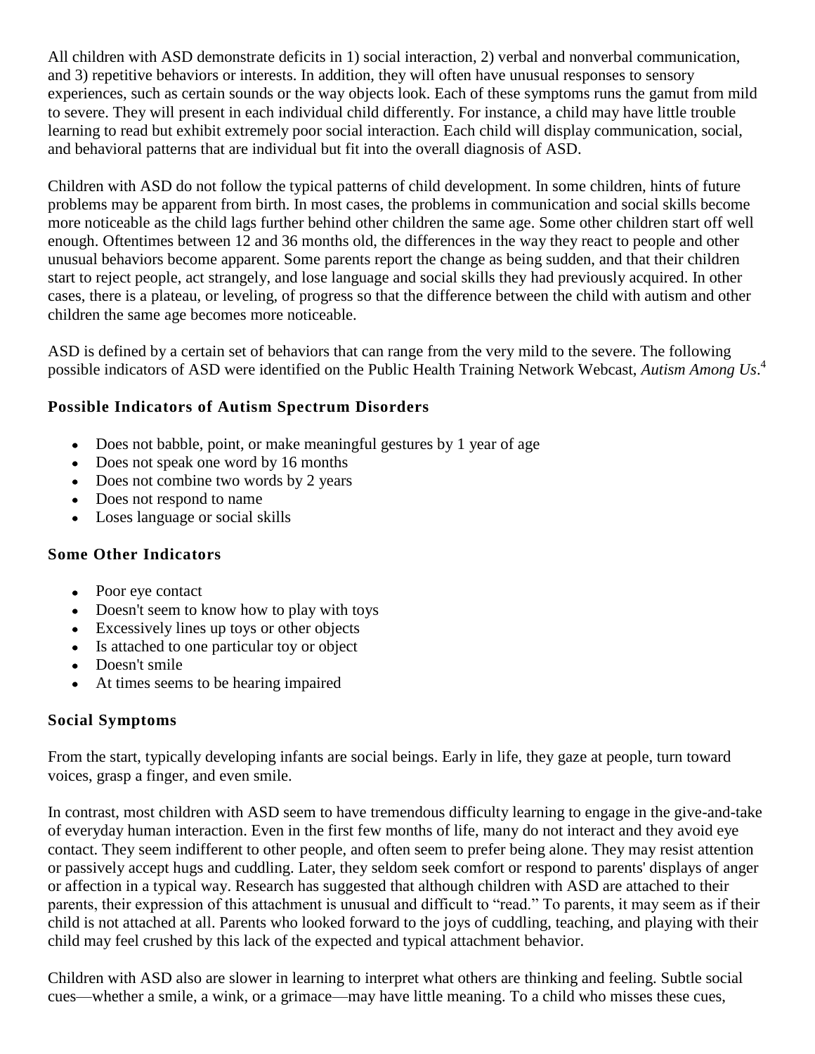All children with ASD demonstrate deficits in 1) social interaction, 2) verbal and nonverbal communication, and 3) repetitive behaviors or interests. In addition, they will often have unusual responses to sensory experiences, such as certain sounds or the way objects look. Each of these symptoms runs the gamut from mild to severe. They will present in each individual child differently. For instance, a child may have little trouble learning to read but exhibit extremely poor social interaction. Each child will display communication, social, and behavioral patterns that are individual but fit into the overall diagnosis of ASD.

Children with ASD do not follow the typical patterns of child development. In some children, hints of future problems may be apparent from birth. In most cases, the problems in communication and social skills become more noticeable as the child lags further behind other children the same age. Some other children start off well enough. Oftentimes between 12 and 36 months old, the differences in the way they react to people and other unusual behaviors become apparent. Some parents report the change as being sudden, and that their children start to reject people, act strangely, and lose language and social skills they had previously acquired. In other cases, there is a plateau, or leveling, of progress so that the difference between the child with autism and other children the same age becomes more noticeable.

ASD is defined by a certain set of behaviors that can range from the very mild to the severe. The following possible indicators of ASD were identified on the Public Health Training Network Webcast, *Autism Among Us*.[4]

### Possible Indicators of Autism Spectrum Disorders

- Does not babble, point, or make meaningful gestures by 1 year of age
- Does not speak one word by 16 months
- Does not combine two words by 2 years
- Does not respond to name
- Loses language or social skills

### Some Other Indicators

- Poor eye contact
- Doesn't seem to know how to play with toys
- Excessively lines up toys or other objects
- Is attached to one particular toy or object
- Doesn't smile
- At times seems to be hearing impaired

### Social Symptoms

From the start, typically developing infants are social beings. Early in life, they gaze at people, turn toward voices, grasp a finger, and even smile.

In contrast, most children with ASD seem to have tremendous difficulty learning to engage in the give-and-take of everyday human interaction. Even in the first few months of life, many do not interact and they avoid eye contact. They seem indifferent to other people, and often seem to prefer being alone. They may resist attention or passively accept hugs and cuddling. Later, they seldom seek comfort or respond to parents' displays of anger or affection in a typical way. Research has suggested that although children with ASD are attached to their parents, their expression of this attachment is unusual and difficult to "read." To parents, it may seem as if their child is not attached at all. Parents who looked forward to the joys of cuddling, teaching, and playing with their child may feel crushed by this lack of the expected and typical attachment behavior.

Children with ASD also are slower in learning to interpret what others are thinking and feeling. Subtle social cues—whether a smile, a wink, or a grimace—may have little meaning. To a child who misses these cues,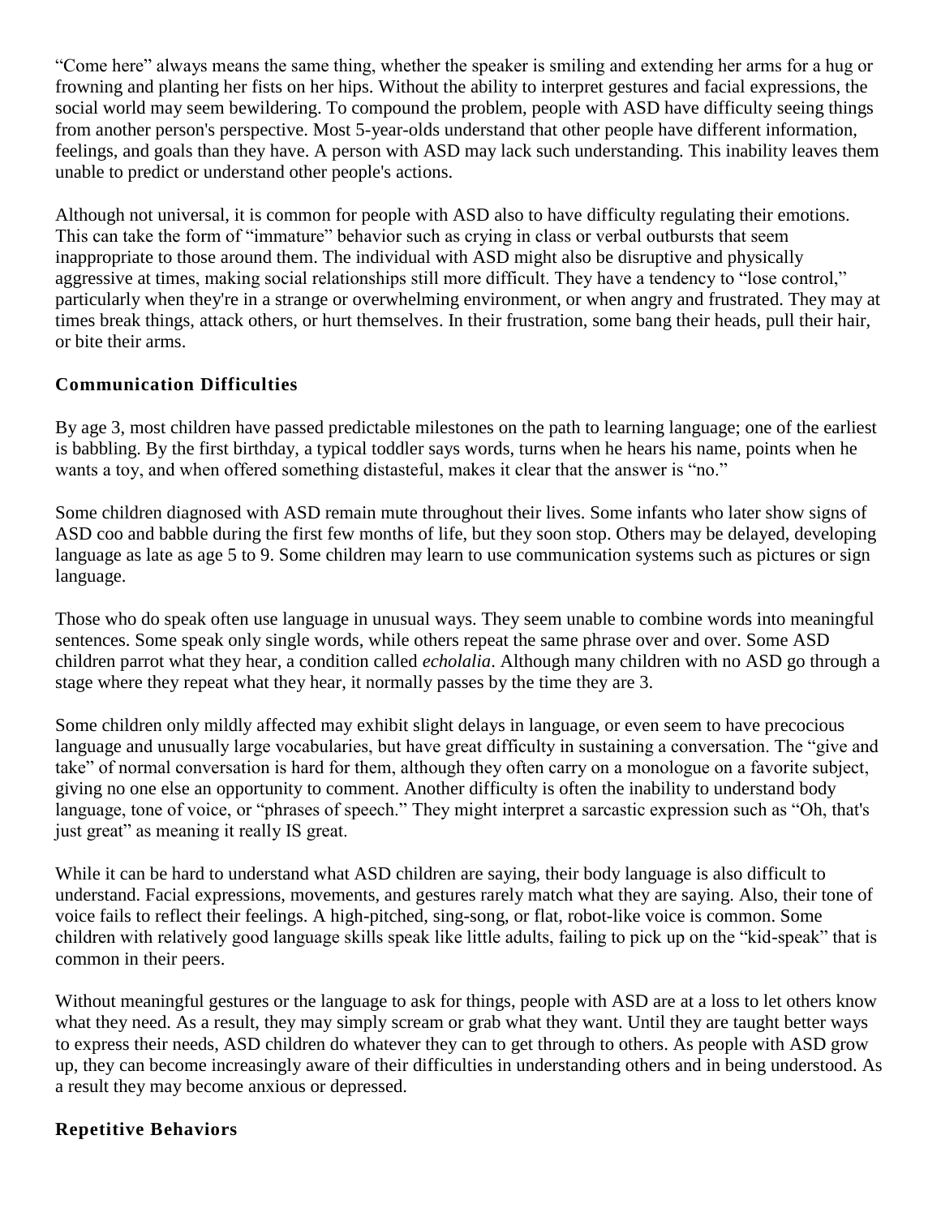"Come here" always means the same thing, whether the speaker is smiling and extending her arms for a hug or frowning and planting her fists on her hips. Without the ability to interpret gestures and facial expressions, the social world may seem bewildering. To compound the problem, people with ASD have difficulty seeing things from another person's perspective. Most 5-year-olds understand that other people have different information, feelings, and goals than they have. A person with ASD may lack such understanding. This inability leaves them unable to predict or understand other people's actions.

Although not universal, it is common for people with ASD also to have difficulty regulating their emotions. This can take the form of "immature" behavior such as crying in class or verbal outbursts that seem inappropriate to those around them. The individual with ASD might also be disruptive and physically aggressive at times, making social relationships still more difficult. They have a tendency to "lose control," particularly when they're in a strange or overwhelming environment, or when angry and frustrated. They may at times break things, attack others, or hurt themselves. In their frustration, some bang their heads, pull their hair, or bite their arms.

### Communication Difficulties

By age 3, most children have passed predictable milestones on the path to learning language; one of the earliest is babbling. By the first birthday, a typical toddler says words, turns when he hears his name, points when he wants a toy, and when offered something distasteful, makes it clear that the answer is "no."

Some children diagnosed with ASD remain mute throughout their lives. Some infants who later show signs of ASD coo and babble during the first few months of life, but they soon stop. Others may be delayed, developing language as late as age 5 to 9. Some children may learn to use communication systems such as pictures or sign language.

Those who do speak often use language in unusual ways. They seem unable to combine words into meaningful sentences. Some speak only single words, while others repeat the same phrase over and over. Some ASD children parrot what they hear, a condition called *echolalia*. Although many children with no ASD go through a stage where they repeat what they hear, it normally passes by the time they are 3.

Some children only mildly affected may exhibit slight delays in language, or even seem to have precocious language and unusually large vocabularies, but have great difficulty in sustaining a conversation. The "give and take" of normal conversation is hard for them, although they often carry on a monologue on a favorite subject, giving no one else an opportunity to comment. Another difficulty is often the inability to understand body language, tone of voice, or "phrases of speech." They might interpret a sarcastic expression such as "Oh, that's just great" as meaning it really IS great.

While it can be hard to understand what ASD children are saying, their body language is also difficult to understand. Facial expressions, movements, and gestures rarely match what they are saying. Also, their tone of voice fails to reflect their feelings. A high-pitched, sing-song, or flat, robot-like voice is common. Some children with relatively good language skills speak like little adults, failing to pick up on the "kid-speak" that is common in their peers.

Without meaningful gestures or the language to ask for things, people with ASD are at a loss to let others know what they need. As a result, they may simply scream or grab what they want. Until they are taught better ways to express their needs, ASD children do whatever they can to get through to others. As people with ASD grow up, they can become increasingly aware of their difficulties in understanding others and in being understood. As a result they may become anxious or depressed.

### Repetitive Behaviors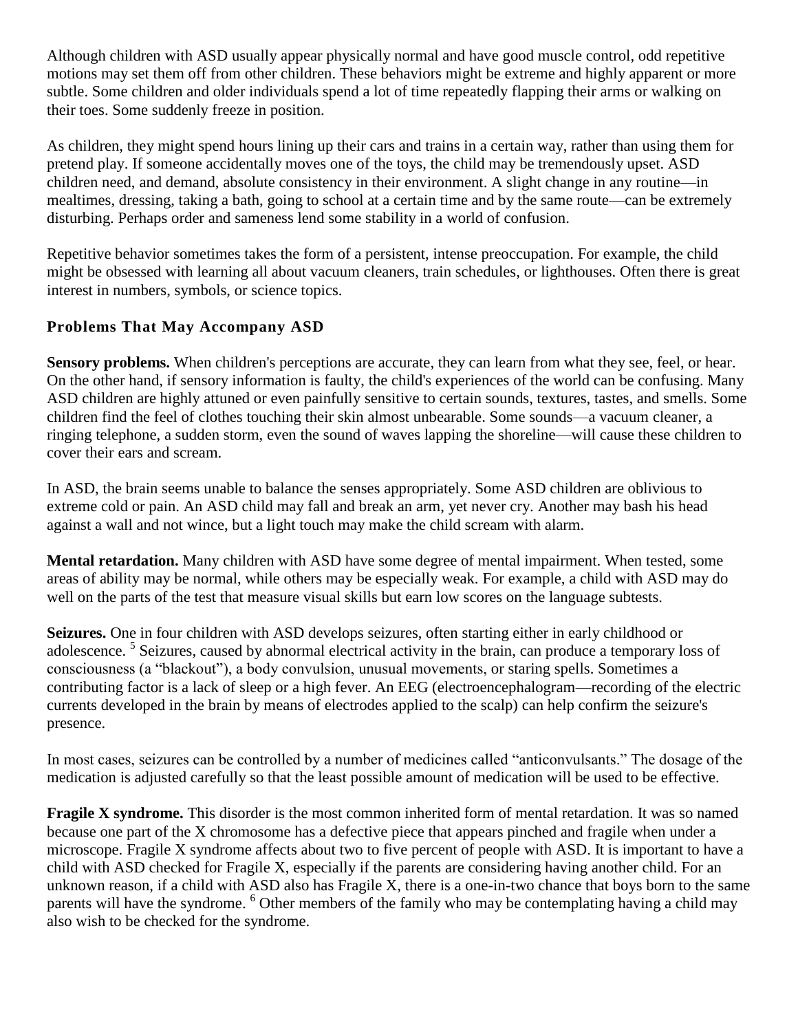Although children with ASD usually appear physically normal and have good muscle control, odd repetitive motions may set them off from other children. These behaviors might be extreme and highly apparent or more subtle. Some children and older individuals spend a lot of time repeatedly flapping their arms or walking on their toes. Some suddenly freeze in position.

As children, they might spend hours lining up their cars and trains in a certain way, rather than using them for pretend play. If someone accidentally moves one of the toys, the child may be tremendously upset. ASD children need, and demand, absolute consistency in their environment. A slight change in any routine—in mealtimes, dressing, taking a bath, going to school at a certain time and by the same route—can be extremely disturbing. Perhaps order and sameness lend some stability in a world of confusion.

Repetitive behavior sometimes takes the form of a persistent, intense preoccupation. For example, the child might be obsessed with learning all about vacuum cleaners, train schedules, or lighthouses. Often there is great interest in numbers, symbols, or science topics.

### Problems That May Accompany ASD

**Sensory problems.** When children's perceptions are accurate, they can learn from what they see, feel, or hear. On the other hand, if sensory information is faulty, the child's experiences of the world can be confusing. Many ASD children are highly attuned or even painfully sensitive to certain sounds, textures, tastes, and smells. Some children find the feel of clothes touching their skin almost unbearable. Some sounds—a vacuum cleaner, a ringing telephone, a sudden storm, even the sound of waves lapping the shoreline—will cause these children to cover their ears and scream.

In ASD, the brain seems unable to balance the senses appropriately. Some ASD children are oblivious to extreme cold or pain. An ASD child may fall and break an arm, yet never cry. Another may bash his head against a wall and not wince, but a light touch may make the child scream with alarm.

**Mental retardation.** Many children with ASD have some degree of mental impairment. When tested, some areas of ability may be normal, while others may be especially weak. For example, a child with ASD may do well on the parts of the test that measure visual skills but earn low scores on the language subtests.

**Seizures.** One in four children with ASD develops seizures, often starting either in early childhood or adolescence. [5] Seizures, caused by abnormal electrical activity in the brain, can produce a temporary loss of consciousness (a "blackout"), a body convulsion, unusual movements, or staring spells. Sometimes a contributing factor is a lack of sleep or a high fever. An EEG (electroencephalogram—recording of the electric currents developed in the brain by means of electrodes applied to the scalp) can help confirm the seizure's presence.

In most cases, seizures can be controlled by a number of medicines called "anticonvulsants." The dosage of the medication is adjusted carefully so that the least possible amount of medication will be used to be effective.

**Fragile X syndrome.** This disorder is the most common inherited form of mental retardation. It was so named because one part of the X chromosome has a defective piece that appears pinched and fragile when under a microscope. Fragile X syndrome affects about two to five percent of people with ASD. It is important to have a child with ASD checked for Fragile X, especially if the parents are considering having another child. For an unknown reason, if a child with ASD also has Fragile X, there is a one-in-two chance that boys born to the same parents will have the syndrome. [6] Other members of the family who may be contemplating having a child may also wish to be checked for the syndrome.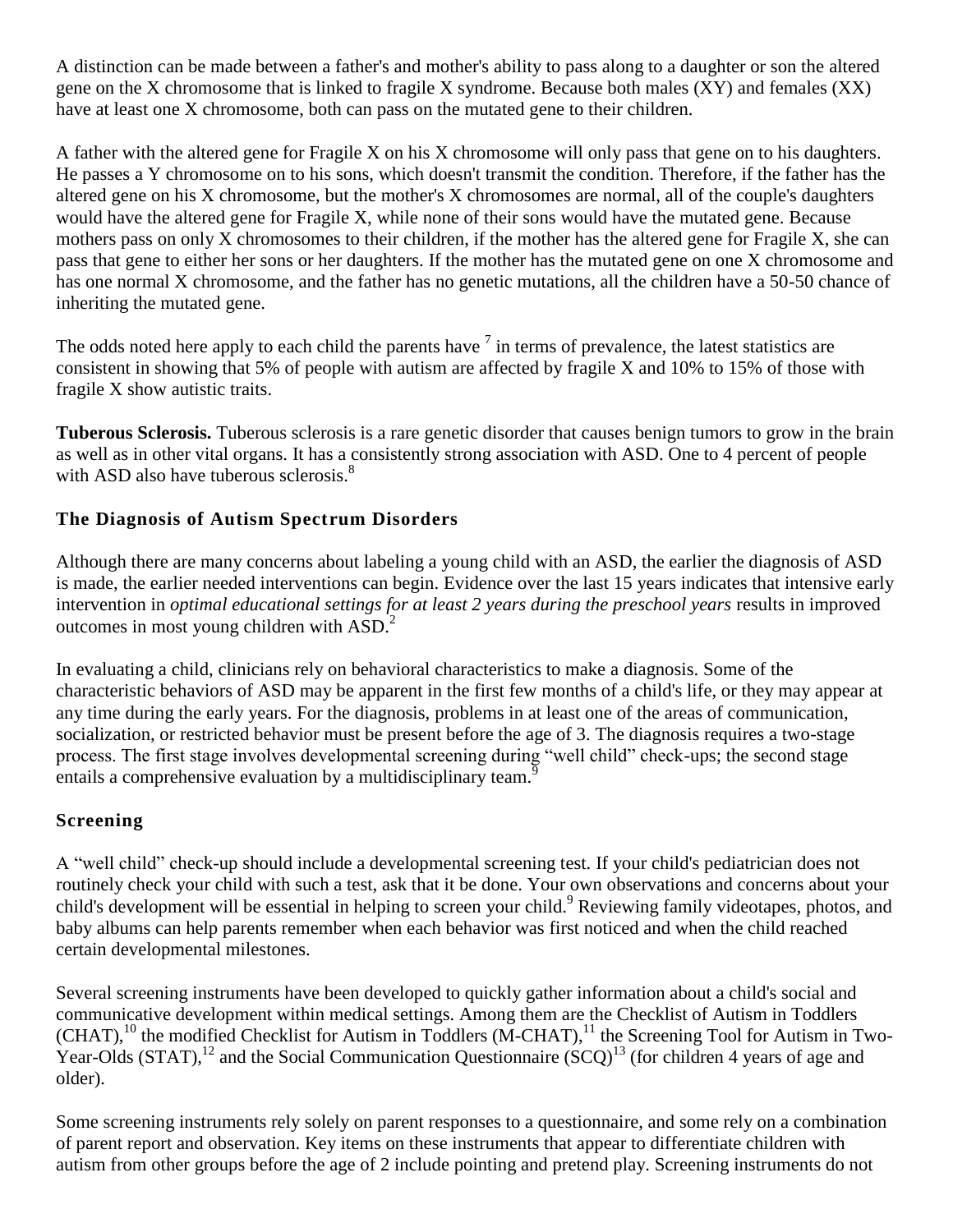A distinction can be made between a father's and mother's ability to pass along to a daughter or son the altered gene on the X chromosome that is linked to fragile X syndrome. Because both males (XY) and females (XX) have at least one X chromosome, both can pass on the mutated gene to their children.

A father with the altered gene for Fragile X on his X chromosome will only pass that gene on to his daughters. He passes a Y chromosome on to his sons, which doesn't transmit the condition. Therefore, if the father has the altered gene on his X chromosome, but the mother's X chromosomes are normal, all of the couple's daughters would have the altered gene for Fragile X, while none of their sons would have the mutated gene. Because mothers pass on only X chromosomes to their children, if the mother has the altered gene for Fragile X, she can pass that gene to either her sons or her daughters. If the mother has the mutated gene on one X chromosome and has one normal X chromosome, and the father has no genetic mutations, all the children have a 50-50 chance of inheriting the mutated gene.

The odds noted here apply to each child the parents have [7] in terms of prevalence, the latest statistics are consistent in showing that 5% of people with autism are affected by fragile X and 10% to 15% of those with fragile X show autistic traits.

**Tuberous Sclerosis.** Tuberous sclerosis is a rare genetic disorder that causes benign tumors to grow in the brain as well as in other vital organs. It has a consistently strong association with ASD. One to 4 percent of people with ASD also have tuberous sclerosis.[8]

## The Diagnosis of Autism Spectrum Disorders

Although there are many concerns about labeling a young child with an ASD, the earlier the diagnosis of ASD is made, the earlier needed interventions can begin. Evidence over the last 15 years indicates that intensive early intervention in *optimal educational settings for at least 2 years during the preschool years* results in improved outcomes in most young children with ASD.[2]

In evaluating a child, clinicians rely on behavioral characteristics to make a diagnosis. Some of the characteristic behaviors of ASD may be apparent in the first few months of a child's life, or they may appear at any time during the early years. For the diagnosis, problems in at least one of the areas of communication, socialization, or restricted behavior must be present before the age of 3. The diagnosis requires a two-stage process. The first stage involves developmental screening during "well child" check-ups; the second stage entails a comprehensive evaluation by a multidisciplinary team.[9]

## Screening

A "well child" check-up should include a developmental screening test. If your child's pediatrician does not routinely check your child with such a test, ask that it be done. Your own observations and concerns about your child's development will be essential in helping to screen your child.[9] Reviewing family videotapes, photos, and baby albums can help parents remember when each behavior was first noticed and when the child reached certain developmental milestones.

Several screening instruments have been developed to quickly gather information about a child's social and communicative development within medical settings. Among them are the Checklist of Autism in Toddlers (CHAT),[10] the modified Checklist for Autism in Toddlers (M-CHAT),[11] the Screening Tool for Autism in Two-Year-Olds (STAT),[12] and the Social Communication Questionnaire (SCQ)[13] (for children 4 years of age and older).

Some screening instruments rely solely on parent responses to a questionnaire, and some rely on a combination of parent report and observation. Key items on these instruments that appear to differentiate children with autism from other groups before the age of 2 include pointing and pretend play. Screening instruments do not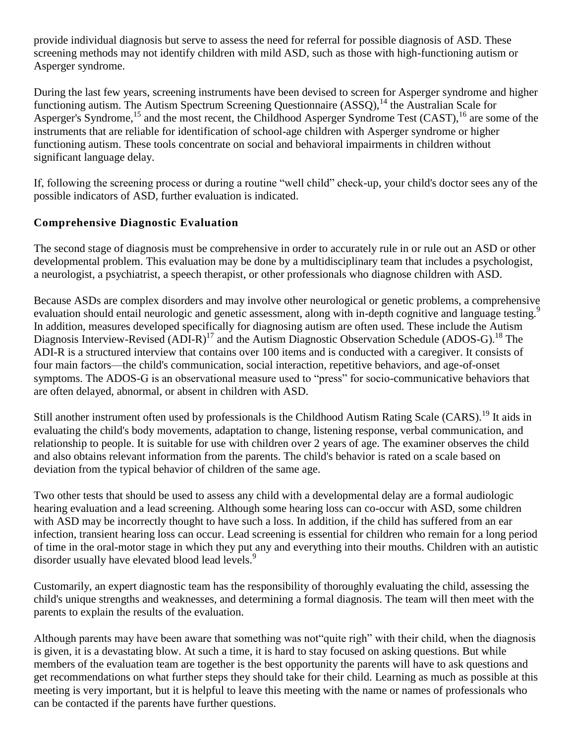provide individual diagnosis but serve to assess the need for referral for possible diagnosis of ASD. These screening methods may not identify children with mild ASD, such as those with high-functioning autism or Asperger syndrome.

During the last few years, screening instruments have been devised to screen for Asperger syndrome and higher functioning autism. The Autism Spectrum Screening Questionnaire (ASSQ),[14] the Australian Scale for Asperger's Syndrome,[15] and the most recent, the Childhood Asperger Syndrome Test (CAST),[16] are some of the instruments that are reliable for identification of school-age children with Asperger syndrome or higher functioning autism. These tools concentrate on social and behavioral impairments in children without significant language delay.

If, following the screening process or during a routine "well child" check-up, your child's doctor sees any of the possible indicators of ASD, further evaluation is indicated.

### Comprehensive Diagnostic Evaluation

The second stage of diagnosis must be comprehensive in order to accurately rule in or rule out an ASD or other developmental problem. This evaluation may be done by a multidisciplinary team that includes a psychologist, a neurologist, a psychiatrist, a speech therapist, or other professionals who diagnose children with ASD.

Because ASDs are complex disorders and may involve other neurological or genetic problems, a comprehensive evaluation should entail neurologic and genetic assessment, along with in-depth cognitive and language testing.[9] In addition, measures developed specifically for diagnosing autism are often used. These include the Autism Diagnosis Interview-Revised (ADI-R)[17] and the Autism Diagnostic Observation Schedule (ADOS-G).[18] The ADI-R is a structured interview that contains over 100 items and is conducted with a caregiver. It consists of four main factors—the child's communication, social interaction, repetitive behaviors, and age-of-onset symptoms. The ADOS-G is an observational measure used to "press" for socio-communicative behaviors that are often delayed, abnormal, or absent in children with ASD.

Still another instrument often used by professionals is the Childhood Autism Rating Scale (CARS).[19] It aids in evaluating the child's body movements, adaptation to change, listening response, verbal communication, and relationship to people. It is suitable for use with children over 2 years of age. The examiner observes the child and also obtains relevant information from the parents. The child's behavior is rated on a scale based on deviation from the typical behavior of children of the same age.

Two other tests that should be used to assess any child with a developmental delay are a formal audiologic hearing evaluation and a lead screening. Although some hearing loss can co-occur with ASD, some children with ASD may be incorrectly thought to have such a loss. In addition, if the child has suffered from an ear infection, transient hearing loss can occur. Lead screening is essential for children who remain for a long period of time in the oral-motor stage in which they put any and everything into their mouths. Children with an autistic disorder usually have elevated blood lead levels.[9]

Customarily, an expert diagnostic team has the responsibility of thoroughly evaluating the child, assessing the child's unique strengths and weaknesses, and determining a formal diagnosis. The team will then meet with the parents to explain the results of the evaluation.

Although parents may have been aware that something was not"quite righ" with their child, when the diagnosis is given, it is a devastating blow. At such a time, it is hard to stay focused on asking questions. But while members of the evaluation team are together is the best opportunity the parents will have to ask questions and get recommendations on what further steps they should take for their child. Learning as much as possible at this meeting is very important, but it is helpful to leave this meeting with the name or names of professionals who can be contacted if the parents have further questions.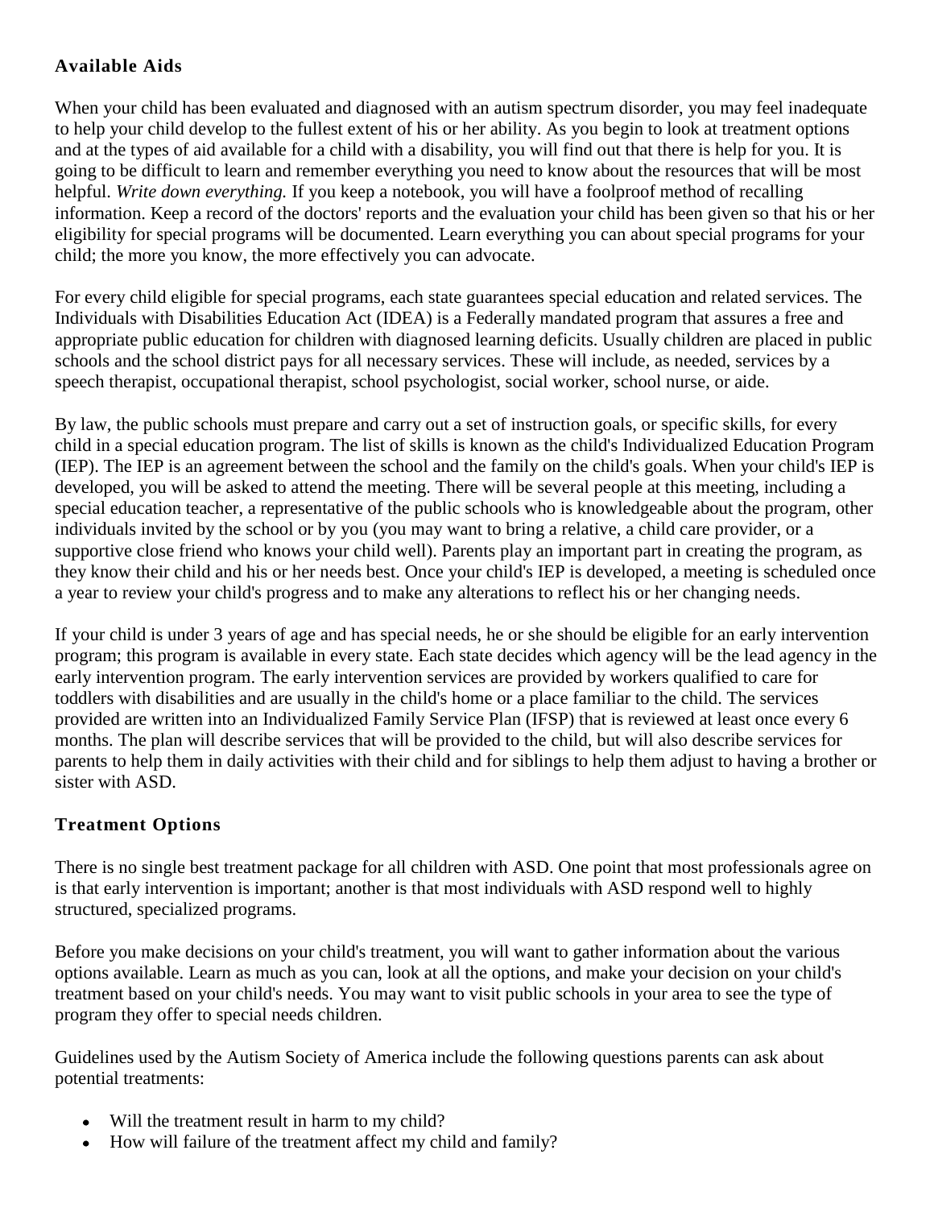## Available Aids

When your child has been evaluated and diagnosed with an autism spectrum disorder, you may feel inadequate to help your child develop to the fullest extent of his or her ability. As you begin to look at treatment options and at the types of aid available for a child with a disability, you will find out that there is help for you. It is going to be difficult to learn and remember everything you need to know about the resources that will be most helpful. *Write down everything.* If you keep a notebook, you will have a foolproof method of recalling information. Keep a record of the doctors' reports and the evaluation your child has been given so that his or her eligibility for special programs will be documented. Learn everything you can about special programs for your child; the more you know, the more effectively you can advocate.

For every child eligible for special programs, each state guarantees special education and related services. The Individuals with Disabilities Education Act (IDEA) is a Federally mandated program that assures a free and appropriate public education for children with diagnosed learning deficits. Usually children are placed in public schools and the school district pays for all necessary services. These will include, as needed, services by a speech therapist, occupational therapist, school psychologist, social worker, school nurse, or aide.

By law, the public schools must prepare and carry out a set of instruction goals, or specific skills, for every child in a special education program. The list of skills is known as the child's Individualized Education Program (IEP). The IEP is an agreement between the school and the family on the child's goals. When your child's IEP is developed, you will be asked to attend the meeting. There will be several people at this meeting, including a special education teacher, a representative of the public schools who is knowledgeable about the program, other individuals invited by the school or by you (you may want to bring a relative, a child care provider, or a supportive close friend who knows your child well). Parents play an important part in creating the program, as they know their child and his or her needs best. Once your child's IEP is developed, a meeting is scheduled once a year to review your child's progress and to make any alterations to reflect his or her changing needs.

If your child is under 3 years of age and has special needs, he or she should be eligible for an early intervention program; this program is available in every state. Each state decides which agency will be the lead agency in the early intervention program. The early intervention services are provided by workers qualified to care for toddlers with disabilities and are usually in the child's home or a place familiar to the child. The services provided are written into an Individualized Family Service Plan (IFSP) that is reviewed at least once every 6 months. The plan will describe services that will be provided to the child, but will also describe services for parents to help them in daily activities with their child and for siblings to help them adjust to having a brother or sister with ASD.

## Treatment Options

There is no single best treatment package for all children with ASD. One point that most professionals agree on is that early intervention is important; another is that most individuals with ASD respond well to highly structured, specialized programs.

Before you make decisions on your child's treatment, you will want to gather information about the various options available. Learn as much as you can, look at all the options, and make your decision on your child's treatment based on your child's needs. You may want to visit public schools in your area to see the type of program they offer to special needs children.

Guidelines used by the Autism Society of America include the following questions parents can ask about potential treatments:

- Will the treatment result in harm to my child?
- How will failure of the treatment affect my child and family?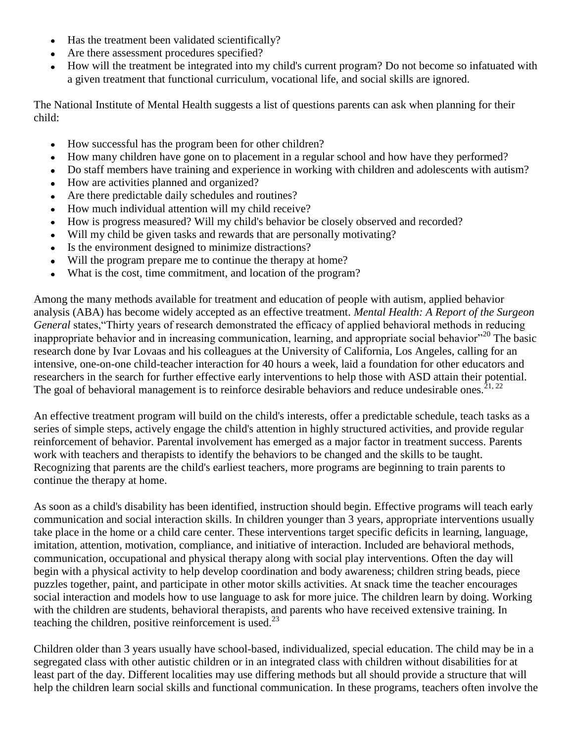- Has the treatment been validated scientifically?
- Are there assessment procedures specified?
- How will the treatment be integrated into my child's current program? Do not become so infatuated with a given treatment that functional curriculum, vocational life, and social skills are ignored.

The National Institute of Mental Health suggests a list of questions parents can ask when planning for their child:

- How successful has the program been for other children?
- How many children have gone on to placement in a regular school and how have they performed?
- Do staff members have training and experience in working with children and adolescents with autism?
- How are activities planned and organized?
- Are there predictable daily schedules and routines?
- How much individual attention will my child receive?
- How is progress measured? Will my child's behavior be closely observed and recorded?
- Will my child be given tasks and rewards that are personally motivating?
- Is the environment designed to minimize distractions?
- Will the program prepare me to continue the therapy at home?
- What is the cost, time commitment, and location of the program?

Among the many methods available for treatment and education of people with autism, applied behavior analysis (ABA) has become widely accepted as an effective treatment. *Mental Health: A Report of the Surgeon General* states,"Thirty years of research demonstrated the efficacy of applied behavioral methods in reducing inappropriate behavior and in increasing communication, learning, and appropriate social behavior"[20] The basic research done by Ivar Lovaas and his colleagues at the University of California, Los Angeles, calling for an intensive, one-on-one child-teacher interaction for 40 hours a week, laid a foundation for other educators and researchers in the search for further effective early interventions to help those with ASD attain their potential. The goal of behavioral management is to reinforce desirable behaviors and reduce undesirable ones.[21, 22]

An effective treatment program will build on the child's interests, offer a predictable schedule, teach tasks as a series of simple steps, actively engage the child's attention in highly structured activities, and provide regular reinforcement of behavior. Parental involvement has emerged as a major factor in treatment success. Parents work with teachers and therapists to identify the behaviors to be changed and the skills to be taught. Recognizing that parents are the child's earliest teachers, more programs are beginning to train parents to continue the therapy at home.

As soon as a child's disability has been identified, instruction should begin. Effective programs will teach early communication and social interaction skills. In children younger than 3 years, appropriate interventions usually take place in the home or a child care center. These interventions target specific deficits in learning, language, imitation, attention, motivation, compliance, and initiative of interaction. Included are behavioral methods, communication, occupational and physical therapy along with social play interventions. Often the day will begin with a physical activity to help develop coordination and body awareness; children string beads, piece puzzles together, paint, and participate in other motor skills activities. At snack time the teacher encourages social interaction and models how to use language to ask for more juice. The children learn by doing. Working with the children are students, behavioral therapists, and parents who have received extensive training. In teaching the children, positive reinforcement is used.[23]

Children older than 3 years usually have school-based, individualized, special education. The child may be in a segregated class with other autistic children or in an integrated class with children without disabilities for at least part of the day. Different localities may use differing methods but all should provide a structure that will help the children learn social skills and functional communication. In these programs, teachers often involve the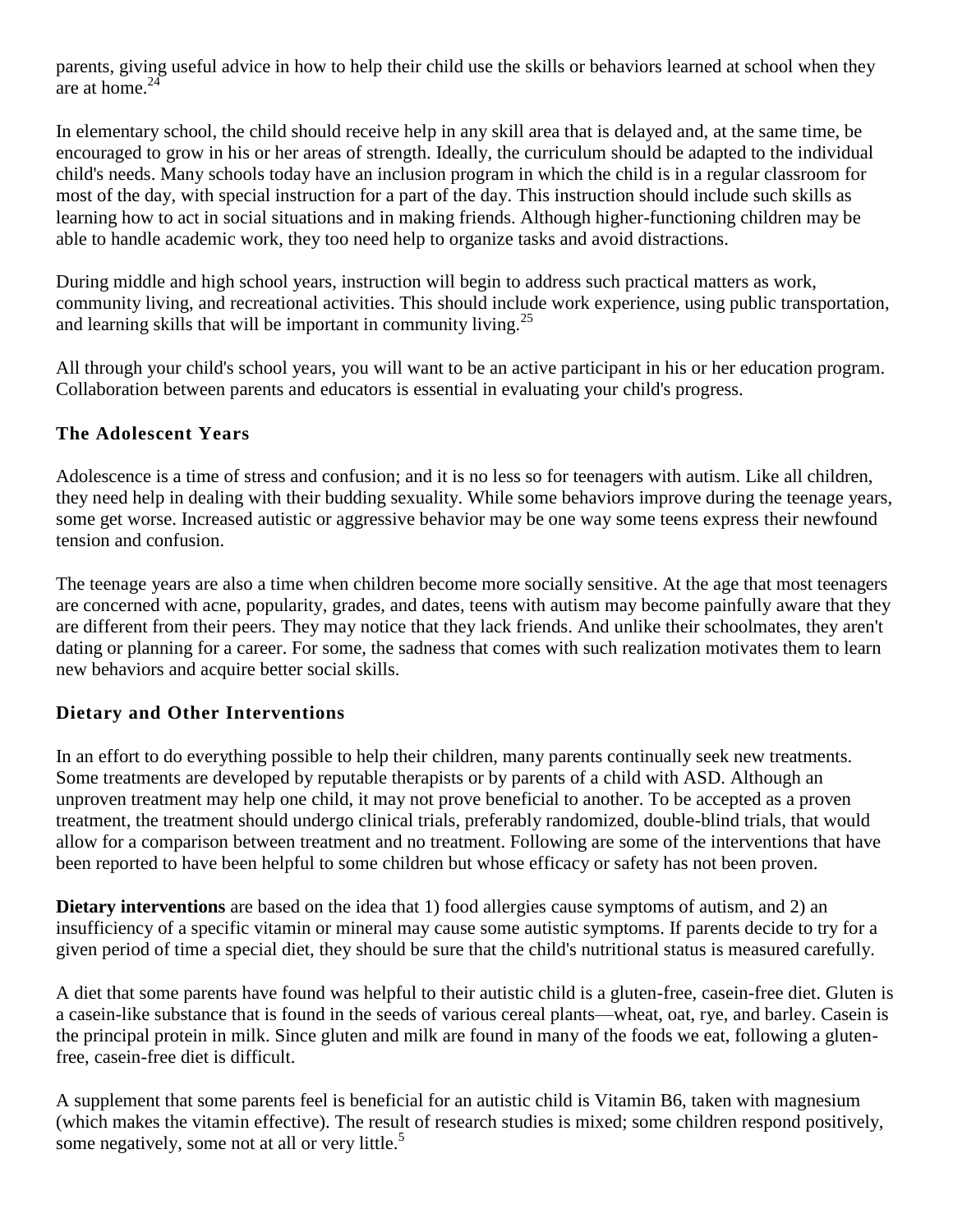parents, giving useful advice in how to help their child use the skills or behaviors learned at school when they are at home.[24]

In elementary school, the child should receive help in any skill area that is delayed and, at the same time, be encouraged to grow in his or her areas of strength. Ideally, the curriculum should be adapted to the individual child's needs. Many schools today have an inclusion program in which the child is in a regular classroom for most of the day, with special instruction for a part of the day. This instruction should include such skills as learning how to act in social situations and in making friends. Although higher-functioning children may be able to handle academic work, they too need help to organize tasks and avoid distractions.

During middle and high school years, instruction will begin to address such practical matters as work, community living, and recreational activities. This should include work experience, using public transportation, and learning skills that will be important in community living.[25]

All through your child's school years, you will want to be an active participant in his or her education program. Collaboration between parents and educators is essential in evaluating your child's progress.

### The Adolescent Years

Adolescence is a time of stress and confusion; and it is no less so for teenagers with autism. Like all children, they need help in dealing with their budding sexuality. While some behaviors improve during the teenage years, some get worse. Increased autistic or aggressive behavior may be one way some teens express their newfound tension and confusion.

The teenage years are also a time when children become more socially sensitive. At the age that most teenagers are concerned with acne, popularity, grades, and dates, teens with autism may become painfully aware that they are different from their peers. They may notice that they lack friends. And unlike their schoolmates, they aren't dating or planning for a career. For some, the sadness that comes with such realization motivates them to learn new behaviors and acquire better social skills.

### Dietary and Other Interventions

In an effort to do everything possible to help their children, many parents continually seek new treatments. Some treatments are developed by reputable therapists or by parents of a child with ASD. Although an unproven treatment may help one child, it may not prove beneficial to another. To be accepted as a proven treatment, the treatment should undergo clinical trials, preferably randomized, double-blind trials, that would allow for a comparison between treatment and no treatment. Following are some of the interventions that have been reported to have been helpful to some children but whose efficacy or safety has not been proven.

**Dietary interventions** are based on the idea that 1) food allergies cause symptoms of autism, and 2) an insufficiency of a specific vitamin or mineral may cause some autistic symptoms. If parents decide to try for a given period of time a special diet, they should be sure that the child's nutritional status is measured carefully.

A diet that some parents have found was helpful to their autistic child is a gluten-free, casein-free diet. Gluten is a casein-like substance that is found in the seeds of various cereal plants—wheat, oat, rye, and barley. Casein is the principal protein in milk. Since gluten and milk are found in many of the foods we eat, following a gluten-free, casein-free diet is difficult.

A supplement that some parents feel is beneficial for an autistic child is Vitamin B6, taken with magnesium (which makes the vitamin effective). The result of research studies is mixed; some children respond positively, some negatively, some not at all or very little.[5]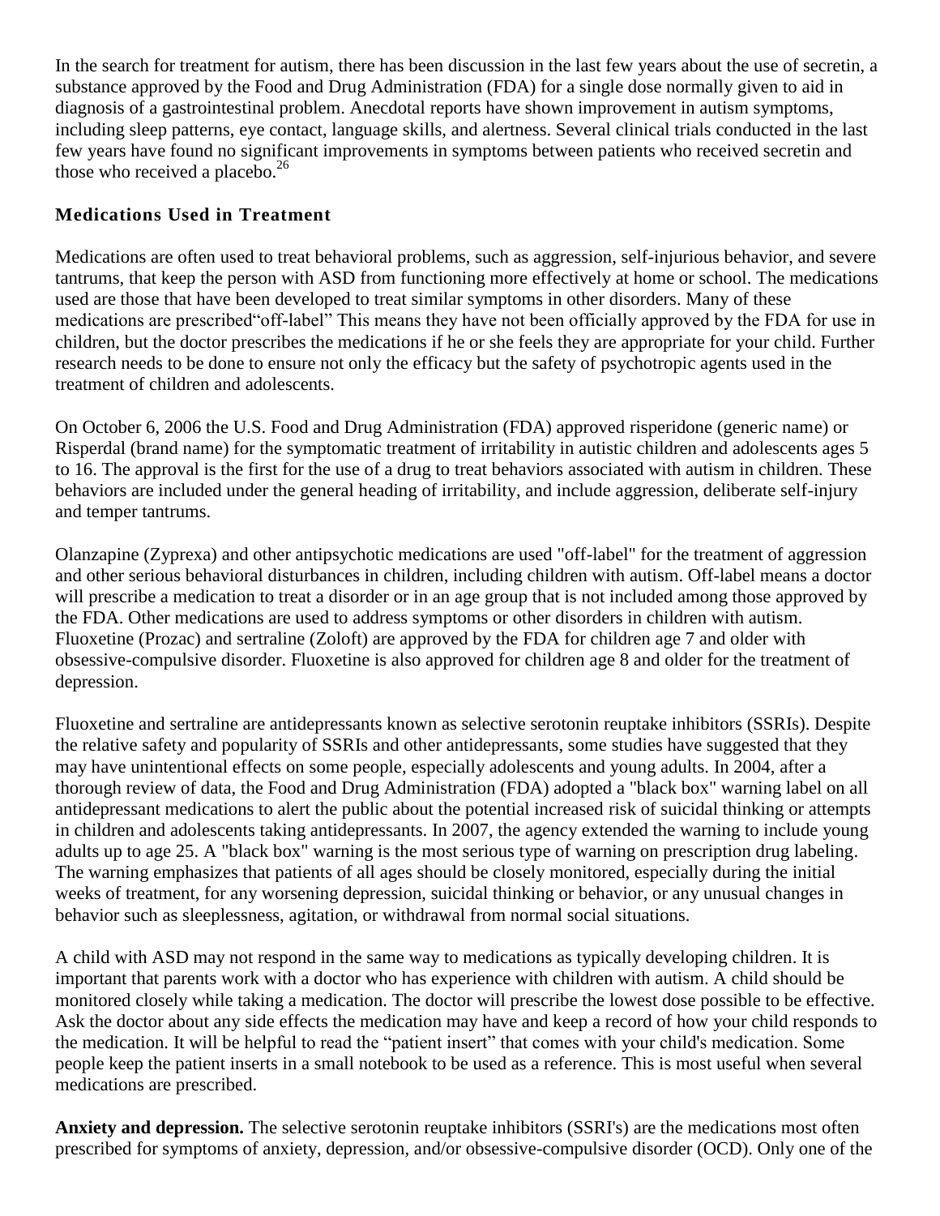In the search for treatment for autism, there has been discussion in the last few years about the use of secretin, a substance approved by the Food and Drug Administration (FDA) for a single dose normally given to aid in diagnosis of a gastrointestinal problem. Anecdotal reports have shown improvement in autism symptoms, including sleep patterns, eye contact, language skills, and alertness. Several clinical trials conducted in the last few years have found no significant improvements in symptoms between patients who received secretin and those who received a placebo.[26]

### Medications Used in Treatment

Medications are often used to treat behavioral problems, such as aggression, self-injurious behavior, and severe tantrums, that keep the person with ASD from functioning more effectively at home or school. The medications used are those that have been developed to treat similar symptoms in other disorders. Many of these medications are prescribed"off-label" This means they have not been officially approved by the FDA for use in children, but the doctor prescribes the medications if he or she feels they are appropriate for your child. Further research needs to be done to ensure not only the efficacy but the safety of psychotropic agents used in the treatment of children and adolescents.

On October 6, 2006 the U.S. Food and Drug Administration (FDA) approved risperidone (generic name) or Risperdal (brand name) for the symptomatic treatment of irritability in autistic children and adolescents ages 5 to 16. The approval is the first for the use of a drug to treat behaviors associated with autism in children. These behaviors are included under the general heading of irritability, and include aggression, deliberate self-injury and temper tantrums.

Olanzapine (Zyprexa) and other antipsychotic medications are used "off-label" for the treatment of aggression and other serious behavioral disturbances in children, including children with autism. Off-label means a doctor will prescribe a medication to treat a disorder or in an age group that is not included among those approved by the FDA. Other medications are used to address symptoms or other disorders in children with autism. Fluoxetine (Prozac) and sertraline (Zoloft) are approved by the FDA for children age 7 and older with obsessive-compulsive disorder. Fluoxetine is also approved for children age 8 and older for the treatment of depression.

Fluoxetine and sertraline are antidepressants known as selective serotonin reuptake inhibitors (SSRIs). Despite the relative safety and popularity of SSRIs and other antidepressants, some studies have suggested that they may have unintentional effects on some people, especially adolescents and young adults. In 2004, after a thorough review of data, the Food and Drug Administration (FDA) adopted a "black box" warning label on all antidepressant medications to alert the public about the potential increased risk of suicidal thinking or attempts in children and adolescents taking antidepressants. In 2007, the agency extended the warning to include young adults up to age 25. A "black box" warning is the most serious type of warning on prescription drug labeling. The warning emphasizes that patients of all ages should be closely monitored, especially during the initial weeks of treatment, for any worsening depression, suicidal thinking or behavior, or any unusual changes in behavior such as sleeplessness, agitation, or withdrawal from normal social situations.

A child with ASD may not respond in the same way to medications as typically developing children. It is important that parents work with a doctor who has experience with children with autism. A child should be monitored closely while taking a medication. The doctor will prescribe the lowest dose possible to be effective. Ask the doctor about any side effects the medication may have and keep a record of how your child responds to the medication. It will be helpful to read the "patient insert" that comes with your child's medication. Some people keep the patient inserts in a small notebook to be used as a reference. This is most useful when several medications are prescribed.

**Anxiety and depression.** The selective serotonin reuptake inhibitors (SSRI's) are the medications most often prescribed for symptoms of anxiety, depression, and/or obsessive-compulsive disorder (OCD). Only one of the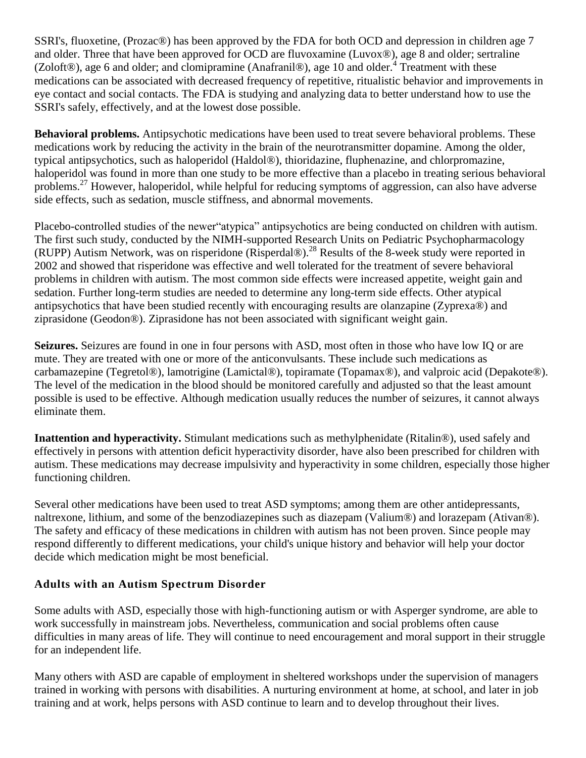SSRI's, fluoxetine, (Prozac®) has been approved by the FDA for both OCD and depression in children age 7 and older. Three that have been approved for OCD are fluvoxamine (Luvox®), age 8 and older; sertraline (Zoloft®), age 6 and older; and clomipramine (Anafranil®), age 10 and older.[4] Treatment with these medications can be associated with decreased frequency of repetitive, ritualistic behavior and improvements in eye contact and social contacts. The FDA is studying and analyzing data to better understand how to use the SSRI's safely, effectively, and at the lowest dose possible.

**Behavioral problems.** Antipsychotic medications have been used to treat severe behavioral problems. These medications work by reducing the activity in the brain of the neurotransmitter dopamine. Among the older, typical antipsychotics, such as haloperidol (Haldol®), thioridazine, fluphenazine, and chlorpromazine, haloperidol was found in more than one study to be more effective than a placebo in treating serious behavioral problems.[27] However, haloperidol, while helpful for reducing symptoms of aggression, can also have adverse side effects, such as sedation, muscle stiffness, and abnormal movements.

Placebo-controlled studies of the newer"atypica" antipsychotics are being conducted on children with autism. The first such study, conducted by the NIMH-supported Research Units on Pediatric Psychopharmacology (RUPP) Autism Network, was on risperidone (Risperdal®).[28] Results of the 8-week study were reported in 2002 and showed that risperidone was effective and well tolerated for the treatment of severe behavioral problems in children with autism. The most common side effects were increased appetite, weight gain and sedation. Further long-term studies are needed to determine any long-term side effects. Other atypical antipsychotics that have been studied recently with encouraging results are olanzapine (Zyprexa®) and ziprasidone (Geodon®). Ziprasidone has not been associated with significant weight gain.

**Seizures.** Seizures are found in one in four persons with ASD, most often in those who have low IQ or are mute. They are treated with one or more of the anticonvulsants. These include such medications as carbamazepine (Tegretol®), lamotrigine (Lamictal®), topiramate (Topamax®), and valproic acid (Depakote®). The level of the medication in the blood should be monitored carefully and adjusted so that the least amount possible is used to be effective. Although medication usually reduces the number of seizures, it cannot always eliminate them.

**Inattention and hyperactivity.** Stimulant medications such as methylphenidate (Ritalin®), used safely and effectively in persons with attention deficit hyperactivity disorder, have also been prescribed for children with autism. These medications may decrease impulsivity and hyperactivity in some children, especially those higher functioning children.

Several other medications have been used to treat ASD symptoms; among them are other antidepressants, naltrexone, lithium, and some of the benzodiazepines such as diazepam (Valium®) and lorazepam (Ativan®). The safety and efficacy of these medications in children with autism has not been proven. Since people may respond differently to different medications, your child's unique history and behavior will help your doctor decide which medication might be most beneficial.

### Adults with an Autism Spectrum Disorder

Some adults with ASD, especially those with high-functioning autism or with Asperger syndrome, are able to work successfully in mainstream jobs. Nevertheless, communication and social problems often cause difficulties in many areas of life. They will continue to need encouragement and moral support in their struggle for an independent life.

Many others with ASD are capable of employment in sheltered workshops under the supervision of managers trained in working with persons with disabilities. A nurturing environment at home, at school, and later in job training and at work, helps persons with ASD continue to learn and to develop throughout their lives.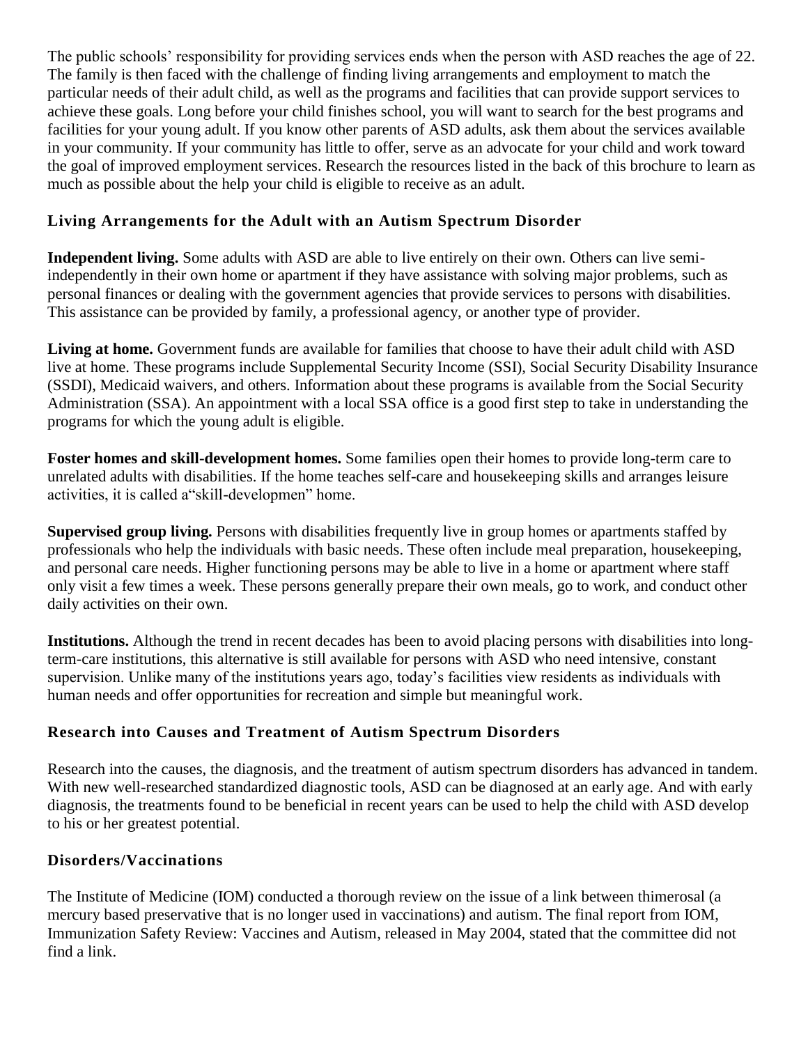The public schools' responsibility for providing services ends when the person with ASD reaches the age of 22. The family is then faced with the challenge of finding living arrangements and employment to match the particular needs of their adult child, as well as the programs and facilities that can provide support services to achieve these goals. Long before your child finishes school, you will want to search for the best programs and facilities for your young adult. If you know other parents of ASD adults, ask them about the services available in your community. If your community has little to offer, serve as an advocate for your child and work toward the goal of improved employment services. Research the resources listed in the back of this brochure to learn as much as possible about the help your child is eligible to receive as an adult.

### Living Arrangements for the Adult with an Autism Spectrum Disorder

**Independent living.** Some adults with ASD are able to live entirely on their own. Others can live semi-independently in their own home or apartment if they have assistance with solving major problems, such as personal finances or dealing with the government agencies that provide services to persons with disabilities. This assistance can be provided by family, a professional agency, or another type of provider.

**Living at home.** Government funds are available for families that choose to have their adult child with ASD live at home. These programs include Supplemental Security Income (SSI), Social Security Disability Insurance (SSDI), Medicaid waivers, and others. Information about these programs is available from the Social Security Administration (SSA). An appointment with a local SSA office is a good first step to take in understanding the programs for which the young adult is eligible.

**Foster homes and skill-development homes.** Some families open their homes to provide long-term care to unrelated adults with disabilities. If the home teaches self-care and housekeeping skills and arranges leisure activities, it is called a"skill-developmen" home.

**Supervised group living.** Persons with disabilities frequently live in group homes or apartments staffed by professionals who help the individuals with basic needs. These often include meal preparation, housekeeping, and personal care needs. Higher functioning persons may be able to live in a home or apartment where staff only visit a few times a week. These persons generally prepare their own meals, go to work, and conduct other daily activities on their own.

**Institutions.** Although the trend in recent decades has been to avoid placing persons with disabilities into long-term-care institutions, this alternative is still available for persons with ASD who need intensive, constant supervision. Unlike many of the institutions years ago, today's facilities view residents as individuals with human needs and offer opportunities for recreation and simple but meaningful work.

### Research into Causes and Treatment of Autism Spectrum Disorders

Research into the causes, the diagnosis, and the treatment of autism spectrum disorders has advanced in tandem. With new well-researched standardized diagnostic tools, ASD can be diagnosed at an early age. And with early diagnosis, the treatments found to be beneficial in recent years can be used to help the child with ASD develop to his or her greatest potential.

### Disorders/Vaccinations

The Institute of Medicine (IOM) conducted a thorough review on the issue of a link between thimerosal (a mercury based preservative that is no longer used in vaccinations) and autism. The final report from IOM, Immunization Safety Review: Vaccines and Autism, released in May 2004, stated that the committee did not find a link.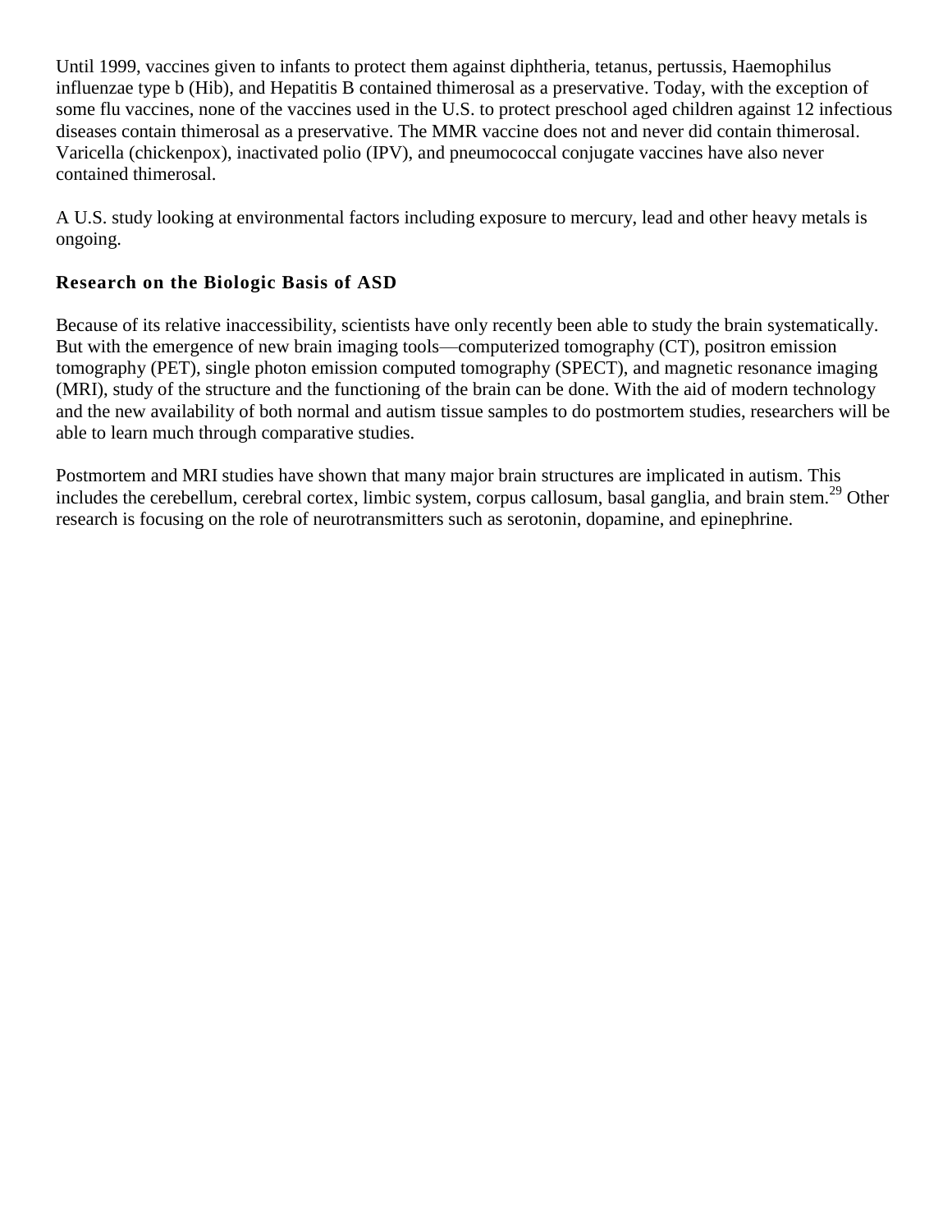Until 1999, vaccines given to infants to protect them against diphtheria, tetanus, pertussis, Haemophilus influenzae type b (Hib), and Hepatitis B contained thimerosal as a preservative. Today, with the exception of some flu vaccines, none of the vaccines used in the U.S. to protect preschool aged children against 12 infectious diseases contain thimerosal as a preservative. The MMR vaccine does not and never did contain thimerosal. Varicella (chickenpox), inactivated polio (IPV), and pneumococcal conjugate vaccines have also never contained thimerosal.

A U.S. study looking at environmental factors including exposure to mercury, lead and other heavy metals is ongoing.

### Research on the Biologic Basis of ASD

Because of its relative inaccessibility, scientists have only recently been able to study the brain systematically. But with the emergence of new brain imaging tools—computerized tomography (CT), positron emission tomography (PET), single photon emission computed tomography (SPECT), and magnetic resonance imaging (MRI), study of the structure and the functioning of the brain can be done. With the aid of modern technology and the new availability of both normal and autism tissue samples to do postmortem studies, researchers will be able to learn much through comparative studies.

Postmortem and MRI studies have shown that many major brain structures are implicated in autism. This includes the cerebellum, cerebral cortex, limbic system, corpus callosum, basal ganglia, and brain stem.[29] Other research is focusing on the role of neurotransmitters such as serotonin, dopamine, and epinephrine.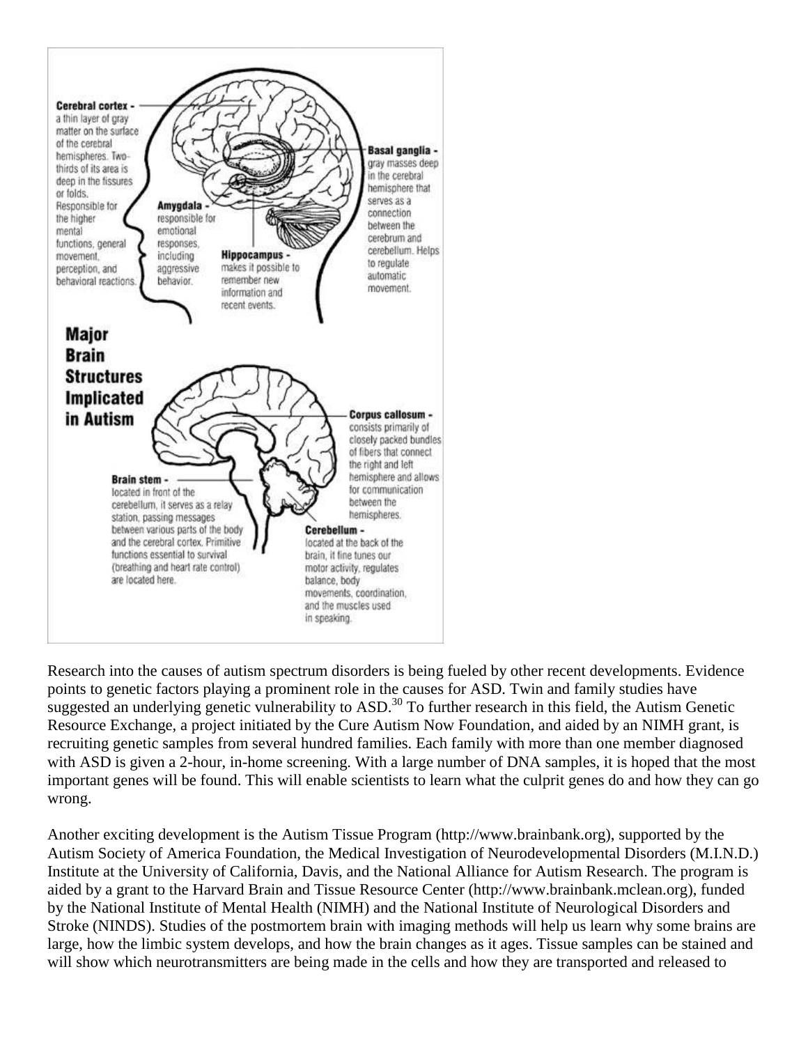**Major Brain Structures Implicated in Autism**

**Cerebral cortex** - a thin layer of gray matter on the surface of the cerebral hemispheres. Two-thirds of its area is deep in the fissures or folds. Responsible for the higher mental functions, general movement, perception, and behavioral reactions.

**Amygdala** - responsible for emotional responses, including aggressive behavior.

**Hippocampus** - makes it possible to remember new information and recent events.

**Basal ganglia** - gray masses deep in the cerebral hemisphere that serves as a connection between the cerebrum and cerebellum. Helps to regulate automatic movement.

**Corpus callosum** - consists primarily of closely packed bundles of fibers that connect the right and left hemisphere and allows for communication between the hemispheres.

**Brain stem** - located in front of the cerebellum, it serves as a relay station, passing messages between various parts of the body and the cerebral cortex. Primitive functions essential to survival (breathing and heart rate control) are located here.

**Cerebellum** - located at the back of the brain, it fine tunes our motor activity, regulates balance, body movements, coordination, and the muscles used in speaking.

Research into the causes of autism spectrum disorders is being fueled by other recent developments. Evidence points to genetic factors playing a prominent role in the causes for ASD. Twin and family studies have suggested an underlying genetic vulnerability to ASD.[30] To further research in this field, the Autism Genetic Resource Exchange, a project initiated by the Cure Autism Now Foundation, and aided by an NIMH grant, is recruiting genetic samples from several hundred families. Each family with more than one member diagnosed with ASD is given a 2-hour, in-home screening. With a large number of DNA samples, it is hoped that the most important genes will be found. This will enable scientists to learn what the culprit genes do and how they can go wrong.

Another exciting development is the Autism Tissue Program (http://www.brainbank.org), supported by the Autism Society of America Foundation, the Medical Investigation of Neurodevelopmental Disorders (M.I.N.D.) Institute at the University of California, Davis, and the National Alliance for Autism Research. The program is aided by a grant to the Harvard Brain and Tissue Resource Center (http://www.brainbank.mclean.org), funded by the National Institute of Mental Health (NIMH) and the National Institute of Neurological Disorders and Stroke (NINDS). Studies of the postmortem brain with imaging methods will help us learn why some brains are large, how the limbic system develops, and how the brain changes as it ages. Tissue samples can be stained and will show which neurotransmitters are being made in the cells and how they are transported and released to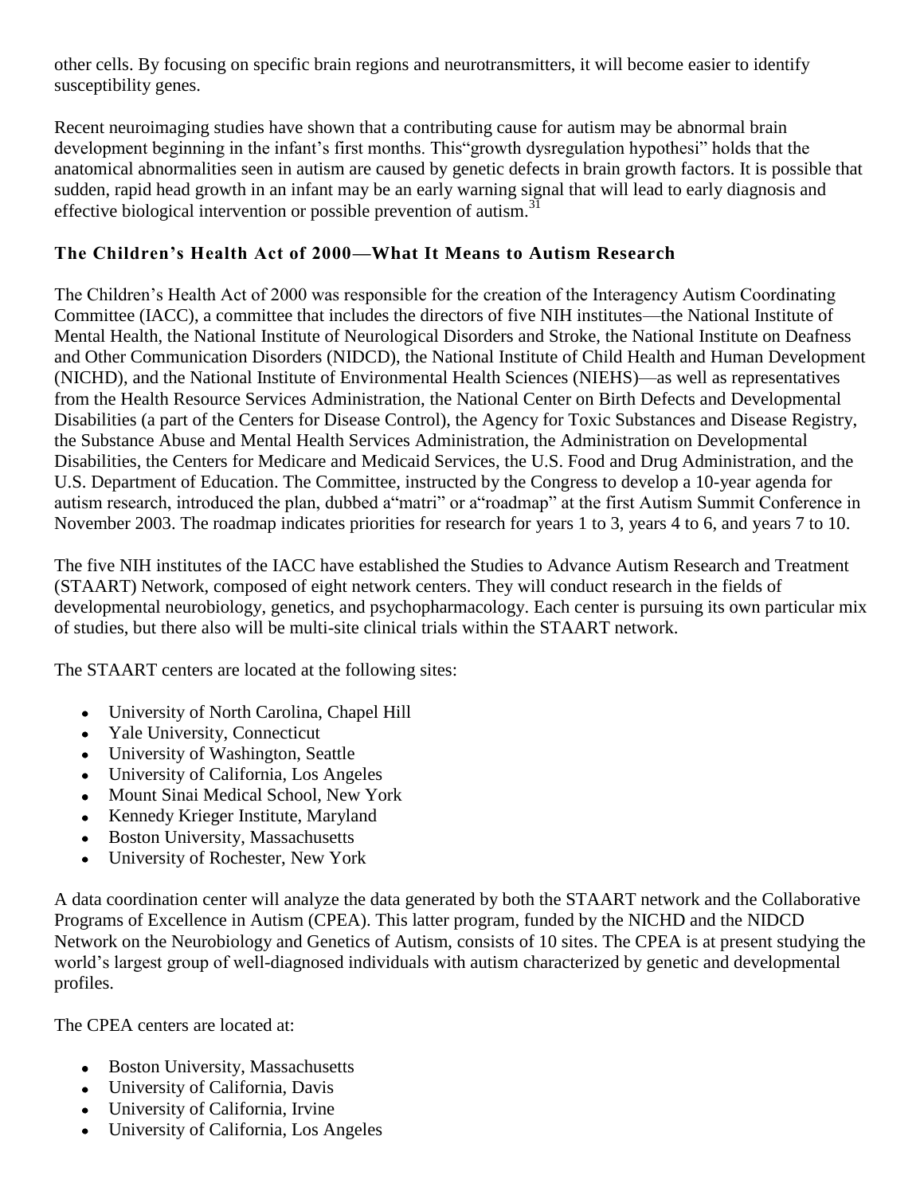other cells. By focusing on specific brain regions and neurotransmitters, it will become easier to identify susceptibility genes.

Recent neuroimaging studies have shown that a contributing cause for autism may be abnormal brain development beginning in the infant's first months. This"growth dysregulation hypothesi" holds that the anatomical abnormalities seen in autism are caused by genetic defects in brain growth factors. It is possible that sudden, rapid head growth in an infant may be an early warning signal that will lead to early diagnosis and effective biological intervention or possible prevention of autism.[31]

### The Children's Health Act of 2000—What It Means to Autism Research

The Children's Health Act of 2000 was responsible for the creation of the Interagency Autism Coordinating Committee (IACC), a committee that includes the directors of five NIH institutes—the National Institute of Mental Health, the National Institute of Neurological Disorders and Stroke, the National Institute on Deafness and Other Communication Disorders (NIDCD), the National Institute of Child Health and Human Development (NICHD), and the National Institute of Environmental Health Sciences (NIEHS)—as well as representatives from the Health Resource Services Administration, the National Center on Birth Defects and Developmental Disabilities (a part of the Centers for Disease Control), the Agency for Toxic Substances and Disease Registry, the Substance Abuse and Mental Health Services Administration, the Administration on Developmental Disabilities, the Centers for Medicare and Medicaid Services, the U.S. Food and Drug Administration, and the U.S. Department of Education. The Committee, instructed by the Congress to develop a 10-year agenda for autism research, introduced the plan, dubbed a"matri" or a"roadmap" at the first Autism Summit Conference in November 2003. The roadmap indicates priorities for research for years 1 to 3, years 4 to 6, and years 7 to 10.

The five NIH institutes of the IACC have established the Studies to Advance Autism Research and Treatment (STAART) Network, composed of eight network centers. They will conduct research in the fields of developmental neurobiology, genetics, and psychopharmacology. Each center is pursuing its own particular mix of studies, but there also will be multi-site clinical trials within the STAART network.

The STAART centers are located at the following sites:

- University of North Carolina, Chapel Hill
- Yale University, Connecticut
- University of Washington, Seattle
- University of California, Los Angeles
- Mount Sinai Medical School, New York
- Kennedy Krieger Institute, Maryland
- Boston University, Massachusetts
- University of Rochester, New York

A data coordination center will analyze the data generated by both the STAART network and the Collaborative Programs of Excellence in Autism (CPEA). This latter program, funded by the NICHD and the NIDCD Network on the Neurobiology and Genetics of Autism, consists of 10 sites. The CPEA is at present studying the world's largest group of well-diagnosed individuals with autism characterized by genetic and developmental profiles.

The CPEA centers are located at:

- Boston University, Massachusetts
- University of California, Davis
- University of California, Irvine
- University of California, Los Angeles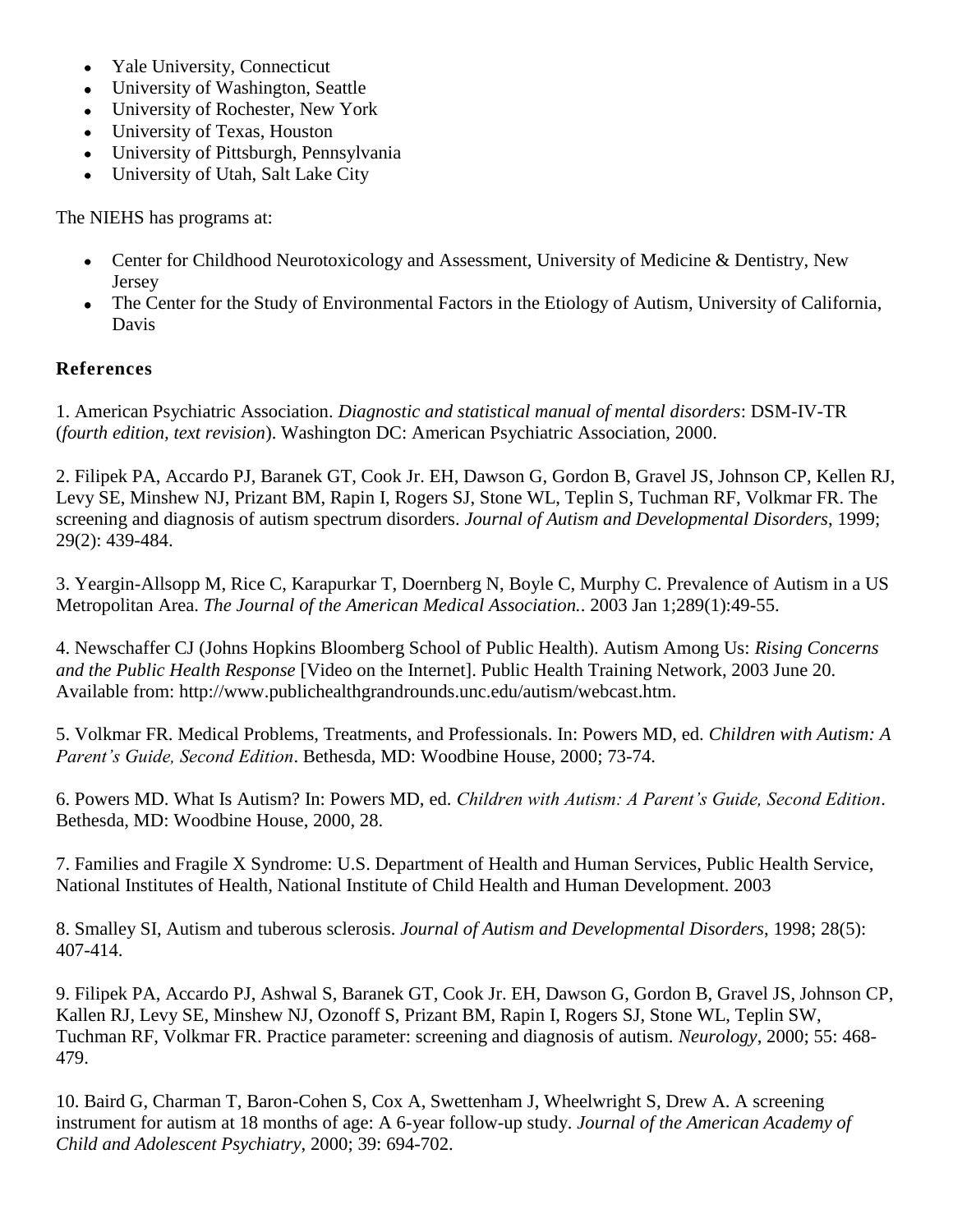- Yale University, Connecticut
- University of Washington, Seattle
- University of Rochester, New York
- University of Texas, Houston
- University of Pittsburgh, Pennsylvania
- University of Utah, Salt Lake City

The NIEHS has programs at:

- Center for Childhood Neurotoxicology and Assessment, University of Medicine & Dentistry, New Jersey
- The Center for the Study of Environmental Factors in the Etiology of Autism, University of California, Davis

## References

1. American Psychiatric Association. *Diagnostic and statistical manual of mental disorders*: DSM-IV-TR (*fourth edition, text revision*). Washington DC: American Psychiatric Association, 2000.

2. Filipek PA, Accardo PJ, Baranek GT, Cook Jr. EH, Dawson G, Gordon B, Gravel JS, Johnson CP, Kellen RJ, Levy SE, Minshew NJ, Prizant BM, Rapin I, Rogers SJ, Stone WL, Teplin S, Tuchman RF, Volkmar FR. The screening and diagnosis of autism spectrum disorders. *Journal of Autism and Developmental Disorders*, 1999; 29(2): 439-484.

3. Yeargin-Allsopp M, Rice C, Karapurkar T, Doernberg N, Boyle C, Murphy C. Prevalence of Autism in a US Metropolitan Area. *The Journal of the American Medical Association.*. 2003 Jan 1;289(1):49-55.

4. Newschaffer CJ (Johns Hopkins Bloomberg School of Public Health). Autism Among Us: *Rising Concerns and the Public Health Response* [Video on the Internet]. Public Health Training Network, 2003 June 20. Available from: http://www.publichealthgrandrounds.unc.edu/autism/webcast.htm.

5. Volkmar FR. Medical Problems, Treatments, and Professionals. In: Powers MD, ed. *Children with Autism: A Parent's Guide, Second Edition*. Bethesda, MD: Woodbine House, 2000; 73-74.

6. Powers MD. What Is Autism? In: Powers MD, ed. *Children with Autism: A Parent's Guide, Second Edition*. Bethesda, MD: Woodbine House, 2000, 28.

7. Families and Fragile X Syndrome: U.S. Department of Health and Human Services, Public Health Service, National Institutes of Health, National Institute of Child Health and Human Development. 2003

8. Smalley SI, Autism and tuberous sclerosis. *Journal of Autism and Developmental Disorders*, 1998; 28(5): 407-414.

9. Filipek PA, Accardo PJ, Ashwal S, Baranek GT, Cook Jr. EH, Dawson G, Gordon B, Gravel JS, Johnson CP, Kallen RJ, Levy SE, Minshew NJ, Ozonoff S, Prizant BM, Rapin I, Rogers SJ, Stone WL, Teplin SW, Tuchman RF, Volkmar FR. Practice parameter: screening and diagnosis of autism. *Neurology*, 2000; 55: 468-479.

10. Baird G, Charman T, Baron-Cohen S, Cox A, Swettenham J, Wheelwright S, Drew A. A screening instrument for autism at 18 months of age: A 6-year follow-up study. *Journal of the American Academy of Child and Adolescent Psychiatry*, 2000; 39: 694-702.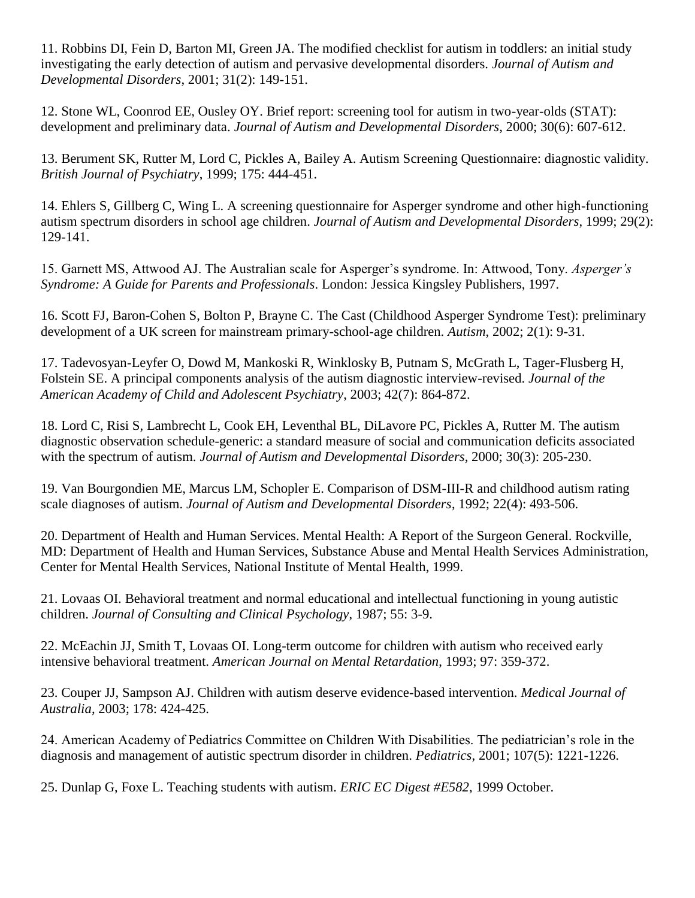11. Robbins DI, Fein D, Barton MI, Green JA. The modified checklist for autism in toddlers: an initial study investigating the early detection of autism and pervasive developmental disorders. *Journal of Autism and Developmental Disorders*, 2001; 31(2): 149-151.

12. Stone WL, Coonrod EE, Ousley OY. Brief report: screening tool for autism in two-year-olds (STAT): development and preliminary data. *Journal of Autism and Developmental Disorders*, 2000; 30(6): 607-612.

13. Berument SK, Rutter M, Lord C, Pickles A, Bailey A. Autism Screening Questionnaire: diagnostic validity. *British Journal of Psychiatry*, 1999; 175: 444-451.

14. Ehlers S, Gillberg C, Wing L. A screening questionnaire for Asperger syndrome and other high-functioning autism spectrum disorders in school age children. *Journal of Autism and Developmental Disorders*, 1999; 29(2): 129-141.

15. Garnett MS, Attwood AJ. The Australian scale for Asperger's syndrome. In: Attwood, Tony. *Asperger's Syndrome: A Guide for Parents and Professionals*. London: Jessica Kingsley Publishers, 1997.

16. Scott FJ, Baron-Cohen S, Bolton P, Brayne C. The Cast (Childhood Asperger Syndrome Test): preliminary development of a UK screen for mainstream primary-school-age children. *Autism*, 2002; 2(1): 9-31.

17. Tadevosyan-Leyfer O, Dowd M, Mankoski R, Winklosky B, Putnam S, McGrath L, Tager-Flusberg H, Folstein SE. A principal components analysis of the autism diagnostic interview-revised. *Journal of the American Academy of Child and Adolescent Psychiatry*, 2003; 42(7): 864-872.

18. Lord C, Risi S, Lambrecht L, Cook EH, Leventhal BL, DiLavore PC, Pickles A, Rutter M. The autism diagnostic observation schedule-generic: a standard measure of social and communication deficits associated with the spectrum of autism. *Journal of Autism and Developmental Disorders*, 2000; 30(3): 205-230.

19. Van Bourgondien ME, Marcus LM, Schopler E. Comparison of DSM-III-R and childhood autism rating scale diagnoses of autism. *Journal of Autism and Developmental Disorders*, 1992; 22(4): 493-506.

20. Department of Health and Human Services. Mental Health: A Report of the Surgeon General. Rockville, MD: Department of Health and Human Services, Substance Abuse and Mental Health Services Administration, Center for Mental Health Services, National Institute of Mental Health, 1999.

21. Lovaas OI. Behavioral treatment and normal educational and intellectual functioning in young autistic children. *Journal of Consulting and Clinical Psychology*, 1987; 55: 3-9.

22. McEachin JJ, Smith T, Lovaas OI. Long-term outcome for children with autism who received early intensive behavioral treatment. *American Journal on Mental Retardation*, 1993; 97: 359-372.

23. Couper JJ, Sampson AJ. Children with autism deserve evidence-based intervention. *Medical Journal of Australia*, 2003; 178: 424-425.

24. American Academy of Pediatrics Committee on Children With Disabilities. The pediatrician's role in the diagnosis and management of autistic spectrum disorder in children. *Pediatrics*, 2001; 107(5): 1221-1226.

25. Dunlap G, Foxe L. Teaching students with autism. *ERIC EC Digest #E582*, 1999 October.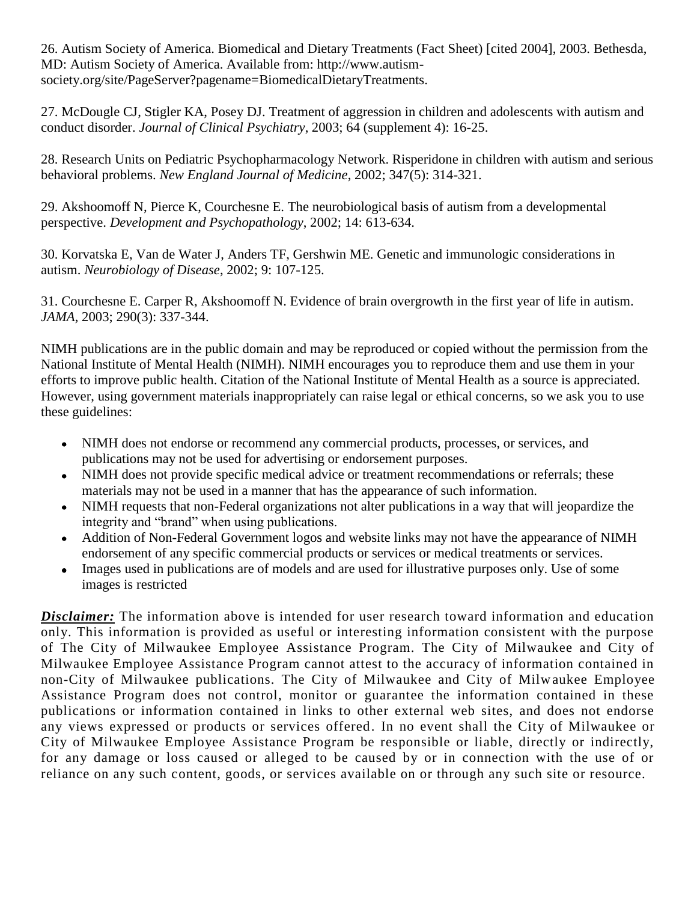26. Autism Society of America. Biomedical and Dietary Treatments (Fact Sheet) [cited 2004], 2003. Bethesda, MD: Autism Society of America. Available from: http://www.autism-society.org/site/PageServer?pagename=BiomedicalDietaryTreatments.

27. McDougle CJ, Stigler KA, Posey DJ. Treatment of aggression in children and adolescents with autism and conduct disorder. *Journal of Clinical Psychiatry*, 2003; 64 (supplement 4): 16-25.

28. Research Units on Pediatric Psychopharmacology Network. Risperidone in children with autism and serious behavioral problems. *New England Journal of Medicine*, 2002; 347(5): 314-321.

29. Akshoomoff N, Pierce K, Courchesne E. The neurobiological basis of autism from a developmental perspective. *Development and Psychopathology*, 2002; 14: 613-634.

30. Korvatska E, Van de Water J, Anders TF, Gershwin ME. Genetic and immunologic considerations in autism. *Neurobiology of Disease*, 2002; 9: 107-125.

31. Courchesne E. Carper R, Akshoomoff N. Evidence of brain overgrowth in the first year of life in autism. *JAMA*, 2003; 290(3): 337-344.

NIMH publications are in the public domain and may be reproduced or copied without the permission from the National Institute of Mental Health (NIMH). NIMH encourages you to reproduce them and use them in your efforts to improve public health. Citation of the National Institute of Mental Health as a source is appreciated. However, using government materials inappropriately can raise legal or ethical concerns, so we ask you to use these guidelines:

- NIMH does not endorse or recommend any commercial products, processes, or services, and publications may not be used for advertising or endorsement purposes.
- NIMH does not provide specific medical advice or treatment recommendations or referrals; these materials may not be used in a manner that has the appearance of such information.
- NIMH requests that non-Federal organizations not alter publications in a way that will jeopardize the integrity and "brand" when using publications.
- Addition of Non-Federal Government logos and website links may not have the appearance of NIMH endorsement of any specific commercial products or services or medical treatments or services.
- Images used in publications are of models and are used for illustrative purposes only. Use of some images is restricted

***Disclaimer:*** The information above is intended for user research toward information and education only. This information is provided as useful or interesting information consistent with the purpose of The City of Milwaukee Employee Assistance Program. The City of Milwaukee and City of Milwaukee Employee Assistance Program cannot attest to the accuracy of information contained in non-City of Milwaukee publications. The City of Milwaukee and City of Milwaukee Employee Assistance Program does not control, monitor or guarantee the information contained in these publications or information contained in links to other external web sites, and does not endorse any views expressed or products or services offered. In no event shall the City of Milwaukee or City of Milwaukee Employee Assistance Program be responsible or liable, directly or indirectly, for any damage or loss caused or alleged to be caused by or in connection with the use of or reliance on any such content, goods, or services available on or through any such site or resource.